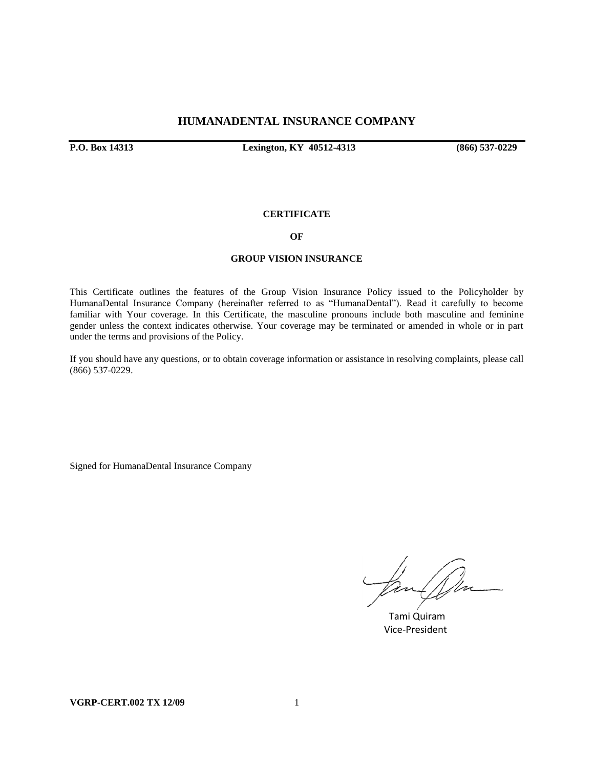# HUMANADENTAL INSURANCE COMPANY

**P.O. Box 14313** **Lexington, KY 40512-4313** **(866) 537-0229**

## CERTIFICATE

## OF

## GROUP VISION INSURANCE

This Certificate outlines the features of the Group Vision Insurance Policy issued to the Policyholder by HumanaDental Insurance Company (hereinafter referred to as "HumanaDental"). Read it carefully to become familiar with Your coverage. In this Certificate, the masculine pronouns include both masculine and feminine gender unless the context indicates otherwise. Your coverage may be terminated or amended in whole or in part under the terms and provisions of the Policy.

If you should have any questions, or to obtain coverage information or assistance in resolving complaints, please call (866) 537-0229.

Signed for HumanaDental Insurance Company

Tami Quiram
Vice-President

**VGRP-CERT.002 TX 12/09**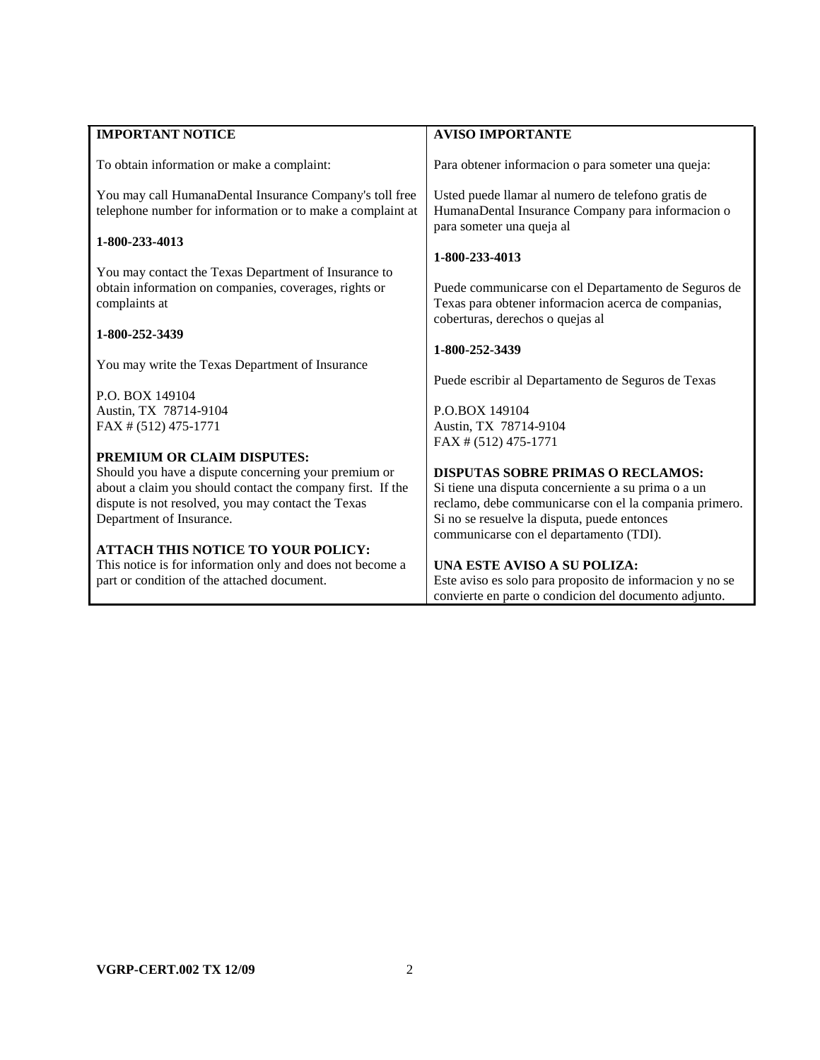**IMPORTANT NOTICE**

To obtain information or make a complaint:

You may call HumanaDental Insurance Company's toll free telephone number for information or to make a complaint at

**1-800-233-4013**

You may contact the Texas Department of Insurance to obtain information on companies, coverages, rights or complaints at

**1-800-252-3439**

You may write the Texas Department of Insurance

P.O. BOX 149104
Austin, TX 78714-9104
FAX # (512) 475-1771

**PREMIUM OR CLAIM DISPUTES:**
Should you have a dispute concerning your premium or about a claim you should contact the company first. If the dispute is not resolved, you may contact the Texas Department of Insurance.

**ATTACH THIS NOTICE TO YOUR POLICY:**
This notice is for information only and does not become a part or condition of the attached document.

**AVISO IMPORTANTE**

Para obtener informacion o para someter una queja:

Usted puede llamar al numero de telefono gratis de HumanaDental Insurance Company para informacion o para someter una queja al

**1-800-233-4013**

Puede communicarse con el Departamento de Seguros de Texas para obtener informacion acerca de companias, coberturas, derechos o quejas al

**1-800-252-3439**

Puede escribir al Departamento de Seguros de Texas

P.O.BOX 149104
Austin, TX 78714-9104
FAX # (512) 475-1771

**DISPUTAS SOBRE PRIMAS O RECLAMOS:**
Si tiene una disputa concerniente a su prima o a un reclamo, debe communicarse con el la compania primero. Si no se resuelve la disputa, puede entonces communicarse con el departamento (TDI).

**UNA ESTE AVISO A SU POLIZA:**
Este aviso es solo para proposito de informacion y no se convierte en parte o condicion del documento adjunto.

**VGRP-CERT.002 TX 12/09**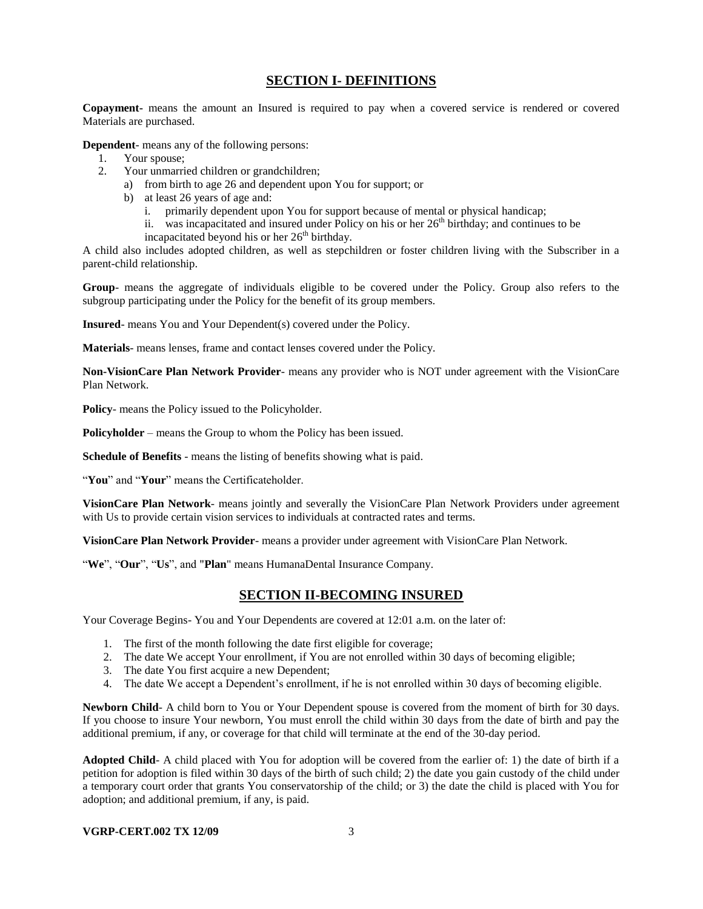## SECTION I- DEFINITIONS

**Copayment-** means the amount an Insured is required to pay when a covered service is rendered or covered Materials are purchased.

**Dependent**- means any of the following persons:

1. Your spouse;
2. Your unmarried children or grandchildren;
   a) from birth to age 26 and dependent upon You for support; or
   b) at least 26 years of age and:
      i. primarily dependent upon You for support because of mental or physical handicap;
      ii. was incapacitated and insured under Policy on his or her 26th birthday; and continues to be incapacitated beyond his or her 26th birthday.

A child also includes adopted children, as well as stepchildren or foster children living with the Subscriber in a parent-child relationship.

**Group**- means the aggregate of individuals eligible to be covered under the Policy. Group also refers to the subgroup participating under the Policy for the benefit of its group members.

**Insured**- means You and Your Dependent(s) covered under the Policy.

**Materials**- means lenses, frame and contact lenses covered under the Policy.

**Non-VisionCare Plan Network Provider**- means any provider who is NOT under agreement with the VisionCare Plan Network.

**Policy**- means the Policy issued to the Policyholder.

**Policyholder** – means the Group to whom the Policy has been issued.

**Schedule of Benefits** - means the listing of benefits showing what is paid.

"**You**" and "**Your**" means the Certificateholder.

**VisionCare Plan Network**- means jointly and severally the VisionCare Plan Network Providers under agreement with Us to provide certain vision services to individuals at contracted rates and terms.

**VisionCare Plan Network Provider**- means a provider under agreement with VisionCare Plan Network.

"**We**", "**Our**", "**Us**", and "**Plan**" means HumanaDental Insurance Company.

## SECTION II-BECOMING INSURED

Your Coverage Begins- You and Your Dependents are covered at 12:01 a.m. on the later of:

1. The first of the month following the date first eligible for coverage;
2. The date We accept Your enrollment, if You are not enrolled within 30 days of becoming eligible;
3. The date You first acquire a new Dependent;
4. The date We accept a Dependent's enrollment, if he is not enrolled within 30 days of becoming eligible.

**Newborn Child**- A child born to You or Your Dependent spouse is covered from the moment of birth for 30 days. If you choose to insure Your newborn, You must enroll the child within 30 days from the date of birth and pay the additional premium, if any, or coverage for that child will terminate at the end of the 30-day period.

**Adopted Child**- A child placed with You for adoption will be covered from the earlier of: 1) the date of birth if a petition for adoption is filed within 30 days of the birth of such child; 2) the date you gain custody of the child under a temporary court order that grants You conservatorship of the child; or 3) the date the child is placed with You for adoption; and additional premium, if any, is paid.

**VGRP-CERT.002 TX 12/09**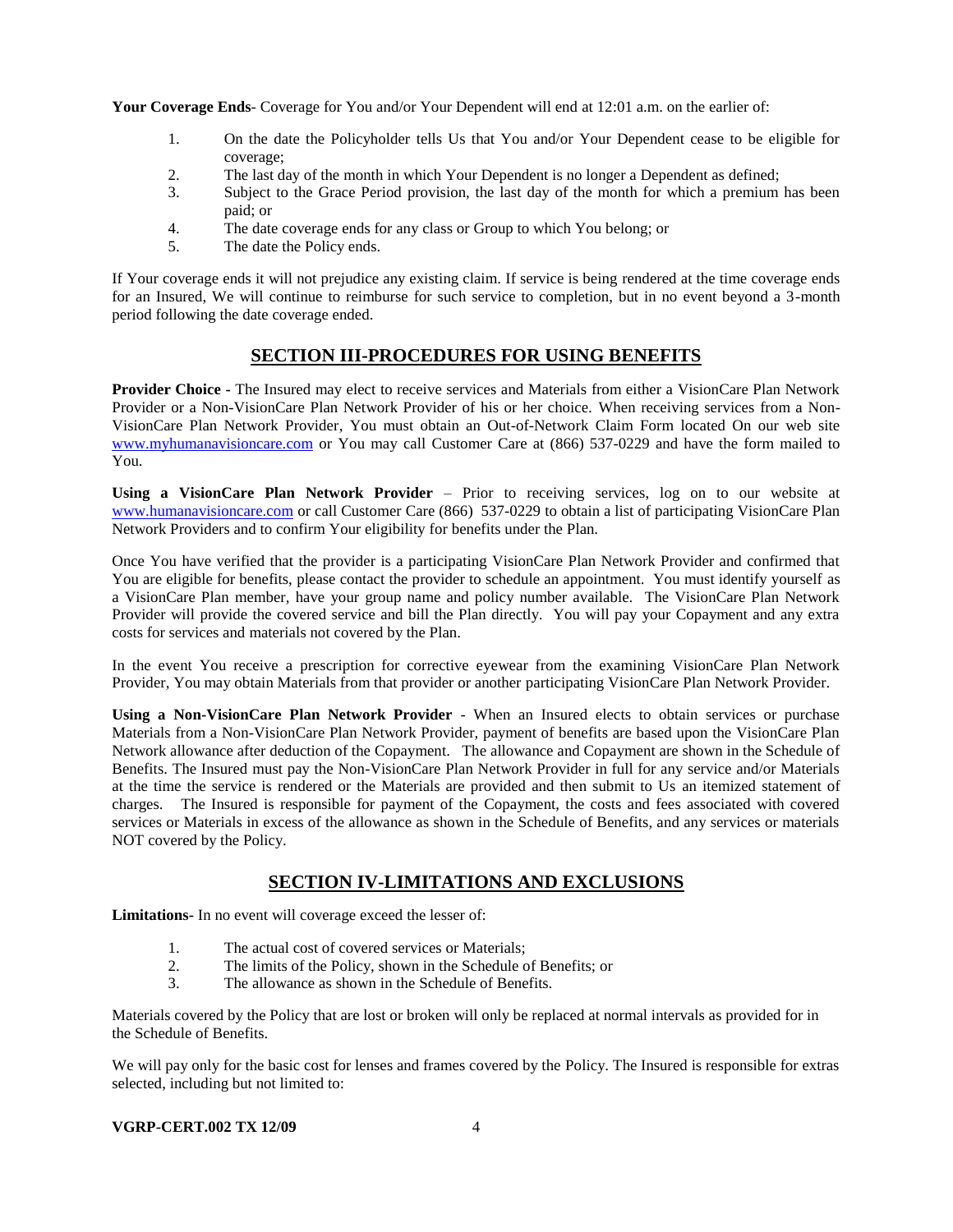**Your Coverage Ends**- Coverage for You and/or Your Dependent will end at 12:01 a.m. on the earlier of:

1. On the date the Policyholder tells Us that You and/or Your Dependent cease to be eligible for coverage;
2. The last day of the month in which Your Dependent is no longer a Dependent as defined;
3. Subject to the Grace Period provision, the last day of the month for which a premium has been paid; or
4. The date coverage ends for any class or Group to which You belong; or
5. The date the Policy ends.

If Your coverage ends it will not prejudice any existing claim. If service is being rendered at the time coverage ends for an Insured, We will continue to reimburse for such service to completion, but in no event beyond a 3-month period following the date coverage ended.

## SECTION III-PROCEDURES FOR USING BENEFITS

**Provider Choice -** The Insured may elect to receive services and Materials from either a VisionCare Plan Network Provider or a Non-VisionCare Plan Network Provider of his or her choice. When receiving services from a Non-VisionCare Plan Network Provider, You must obtain an Out-of-Network Claim Form located On our web site www.myhumanavisioncare.com or You may call Customer Care at (866) 537-0229 and have the form mailed to You.

**Using a VisionCare Plan Network Provider** – Prior to receiving services, log on to our website at www.humanavisioncare.com or call Customer Care (866) 537-0229 to obtain a list of participating VisionCare Plan Network Providers and to confirm Your eligibility for benefits under the Plan.

Once You have verified that the provider is a participating VisionCare Plan Network Provider and confirmed that You are eligible for benefits, please contact the provider to schedule an appointment. You must identify yourself as a VisionCare Plan member, have your group name and policy number available. The VisionCare Plan Network Provider will provide the covered service and bill the Plan directly. You will pay your Copayment and any extra costs for services and materials not covered by the Plan.

In the event You receive a prescription for corrective eyewear from the examining VisionCare Plan Network Provider, You may obtain Materials from that provider or another participating VisionCare Plan Network Provider.

**Using a Non-VisionCare Plan Network Provider** - When an Insured elects to obtain services or purchase Materials from a Non-VisionCare Plan Network Provider, payment of benefits are based upon the VisionCare Plan Network allowance after deduction of the Copayment. The allowance and Copayment are shown in the Schedule of Benefits. The Insured must pay the Non-VisionCare Plan Network Provider in full for any service and/or Materials at the time the service is rendered or the Materials are provided and then submit to Us an itemized statement of charges. The Insured is responsible for payment of the Copayment, the costs and fees associated with covered services or Materials in excess of the allowance as shown in the Schedule of Benefits, and any services or materials NOT covered by the Policy.

## SECTION IV-LIMITATIONS AND EXCLUSIONS

**Limitations**- In no event will coverage exceed the lesser of:

1. The actual cost of covered services or Materials;
2. The limits of the Policy, shown in the Schedule of Benefits; or
3. The allowance as shown in the Schedule of Benefits.

Materials covered by the Policy that are lost or broken will only be replaced at normal intervals as provided for in the Schedule of Benefits.

We will pay only for the basic cost for lenses and frames covered by the Policy. The Insured is responsible for extras selected, including but not limited to:

**VGRP-CERT.002 TX 12/09**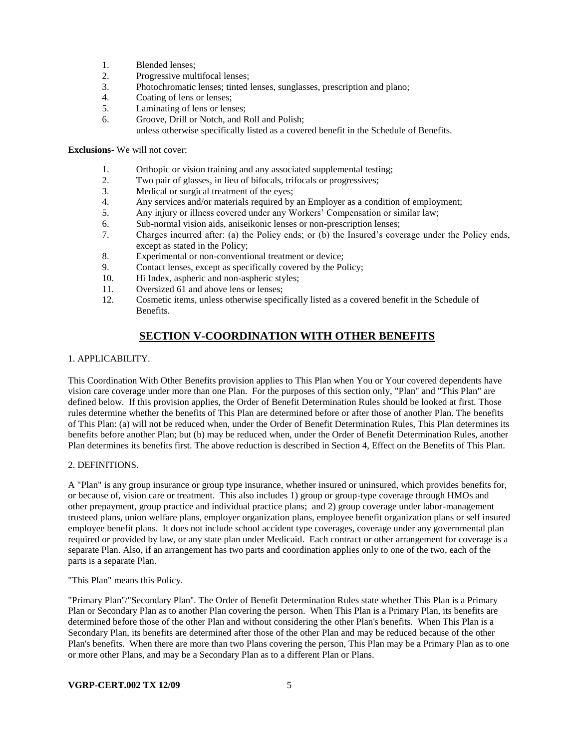1. Blended lenses;
2. Progressive multifocal lenses;
3. Photochromatic lenses; tinted lenses, sunglasses, prescription and plano;
4. Coating of lens or lenses;
5. Laminating of lens or lenses;
6. Groove, Drill or Notch, and Roll and Polish;

unless otherwise specifically listed as a covered benefit in the Schedule of Benefits.

**Exclusions**- We will not cover:

1. Orthopic or vision training and any associated supplemental testing;
2. Two pair of glasses, in lieu of bifocals, trifocals or progressives;
3. Medical or surgical treatment of the eyes;
4. Any services and/or materials required by an Employer as a condition of employment;
5. Any injury or illness covered under any Workers' Compensation or similar law;
6. Sub-normal vision aids, aniseikonic lenses or non-prescription lenses;
7. Charges incurred after: (a) the Policy ends; or (b) the Insured's coverage under the Policy ends, except as stated in the Policy;
8. Experimental or non-conventional treatment or device;
9. Contact lenses, except as specifically covered by the Policy;
10. Hi Index, aspheric and non-aspheric styles;
11. Oversized 61 and above lens or lenses;
12. Cosmetic items, unless otherwise specifically listed as a covered benefit in the Schedule of Benefits.

## SECTION V-COORDINATION WITH OTHER BENEFITS

1. APPLICABILITY.

This Coordination With Other Benefits provision applies to This Plan when You or Your covered dependents have vision care coverage under more than one Plan. For the purposes of this section only, "Plan" and "This Plan" are defined below. If this provision applies, the Order of Benefit Determination Rules should be looked at first. Those rules determine whether the benefits of This Plan are determined before or after those of another Plan. The benefits of This Plan: (a) will not be reduced when, under the Order of Benefit Determination Rules, This Plan determines its benefits before another Plan; but (b) may be reduced when, under the Order of Benefit Determination Rules, another Plan determines its benefits first. The above reduction is described in Section 4, Effect on the Benefits of This Plan.

2. DEFINITIONS.

A "Plan" is any group insurance or group type insurance, whether insured or uninsured, which provides benefits for, or because of, vision care or treatment. This also includes 1) group or group-type coverage through HMOs and other prepayment, group practice and individual practice plans; and 2) group coverage under labor-management trusteed plans, union welfare plans, employer organization plans, employee benefit organization plans or self insured employee benefit plans. It does not include school accident type coverages, coverage under any governmental plan required or provided by law, or any state plan under Medicaid. Each contract or other arrangement for coverage is a separate Plan. Also, if an arrangement has two parts and coordination applies only to one of the two, each of the parts is a separate Plan.

"This Plan" means this Policy.

"Primary Plan"/"Secondary Plan". The Order of Benefit Determination Rules state whether This Plan is a Primary Plan or Secondary Plan as to another Plan covering the person. When This Plan is a Primary Plan, its benefits are determined before those of the other Plan and without considering the other Plan's benefits. When This Plan is a Secondary Plan, its benefits are determined after those of the other Plan and may be reduced because of the other Plan's benefits. When there are more than two Plans covering the person, This Plan may be a Primary Plan as to one or more other Plans, and may be a Secondary Plan as to a different Plan or Plans.

**VGRP-CERT.002 TX 12/09**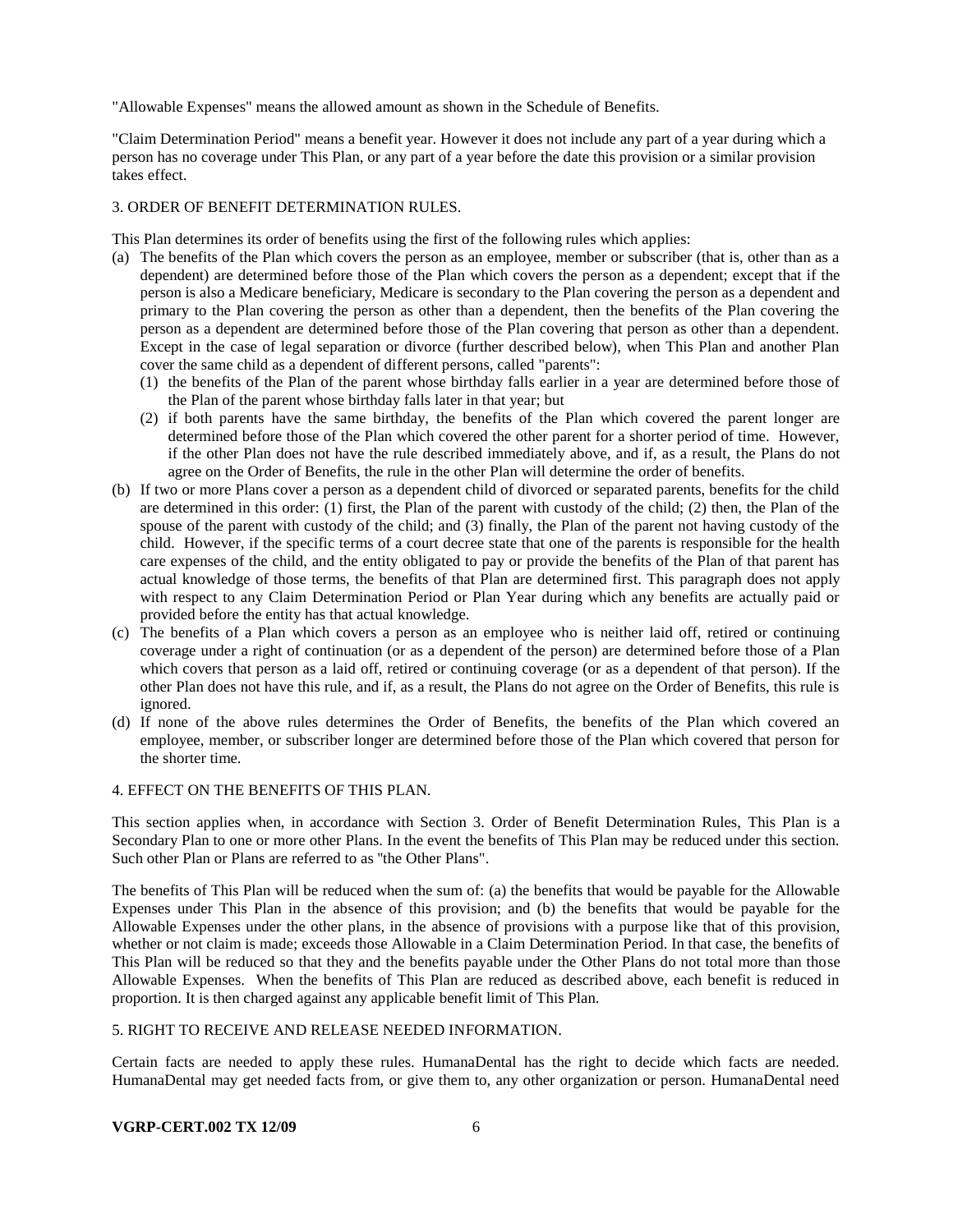"Allowable Expenses" means the allowed amount as shown in the Schedule of Benefits.

"Claim Determination Period" means a benefit year. However it does not include any part of a year during which a person has no coverage under This Plan, or any part of a year before the date this provision or a similar provision takes effect.

3. ORDER OF BENEFIT DETERMINATION RULES.

This Plan determines its order of benefits using the first of the following rules which applies:

(a) The benefits of the Plan which covers the person as an employee, member or subscriber (that is, other than as a dependent) are determined before those of the Plan which covers the person as a dependent; except that if the person is also a Medicare beneficiary, Medicare is secondary to the Plan covering the person as a dependent and primary to the Plan covering the person as other than a dependent, then the benefits of the Plan covering the person as a dependent are determined before those of the Plan covering that person as other than a dependent. Except in the case of legal separation or divorce (further described below), when This Plan and another Plan cover the same child as a dependent of different persons, called "parents":
    (1) the benefits of the Plan of the parent whose birthday falls earlier in a year are determined before those of the Plan of the parent whose birthday falls later in that year; but
    (2) if both parents have the same birthday, the benefits of the Plan which covered the parent longer are determined before those of the Plan which covered the other parent for a shorter period of time. However, if the other Plan does not have the rule described immediately above, and if, as a result, the Plans do not agree on the Order of Benefits, the rule in the other Plan will determine the order of benefits.
(b) If two or more Plans cover a person as a dependent child of divorced or separated parents, benefits for the child are determined in this order: (1) first, the Plan of the parent with custody of the child; (2) then, the Plan of the spouse of the parent with custody of the child; and (3) finally, the Plan of the parent not having custody of the child. However, if the specific terms of a court decree state that one of the parents is responsible for the health care expenses of the child, and the entity obligated to pay or provide the benefits of the Plan of that parent has actual knowledge of those terms, the benefits of that Plan are determined first. This paragraph does not apply with respect to any Claim Determination Period or Plan Year during which any benefits are actually paid or provided before the entity has that actual knowledge.
(c) The benefits of a Plan which covers a person as an employee who is neither laid off, retired or continuing coverage under a right of continuation (or as a dependent of the person) are determined before those of a Plan which covers that person as a laid off, retired or continuing coverage (or as a dependent of that person). If the other Plan does not have this rule, and if, as a result, the Plans do not agree on the Order of Benefits, this rule is ignored.
(d) If none of the above rules determines the Order of Benefits, the benefits of the Plan which covered an employee, member, or subscriber longer are determined before those of the Plan which covered that person for the shorter time.

4. EFFECT ON THE BENEFITS OF THIS PLAN.

This section applies when, in accordance with Section 3. Order of Benefit Determination Rules, This Plan is a Secondary Plan to one or more other Plans. In the event the benefits of This Plan may be reduced under this section. Such other Plan or Plans are referred to as "the Other Plans".

The benefits of This Plan will be reduced when the sum of: (a) the benefits that would be payable for the Allowable Expenses under This Plan in the absence of this provision; and (b) the benefits that would be payable for the Allowable Expenses under the other plans, in the absence of provisions with a purpose like that of this provision, whether or not claim is made; exceeds those Allowable in a Claim Determination Period. In that case, the benefits of This Plan will be reduced so that they and the benefits payable under the Other Plans do not total more than those Allowable Expenses. When the benefits of This Plan are reduced as described above, each benefit is reduced in proportion. It is then charged against any applicable benefit limit of This Plan.

5. RIGHT TO RECEIVE AND RELEASE NEEDED INFORMATION.

Certain facts are needed to apply these rules. HumanaDental has the right to decide which facts are needed. HumanaDental may get needed facts from, or give them to, any other organization or person. HumanaDental need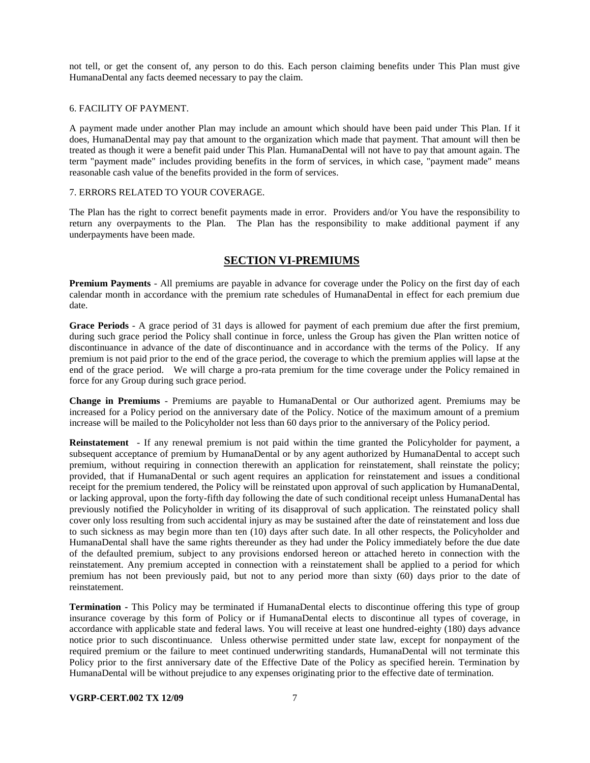not tell, or get the consent of, any person to do this. Each person claiming benefits under This Plan must give HumanaDental any facts deemed necessary to pay the claim.

6. FACILITY OF PAYMENT.

A payment made under another Plan may include an amount which should have been paid under This Plan. If it does, HumanaDental may pay that amount to the organization which made that payment. That amount will then be treated as though it were a benefit paid under This Plan. HumanaDental will not have to pay that amount again. The term "payment made" includes providing benefits in the form of services, in which case, "payment made" means reasonable cash value of the benefits provided in the form of services.

7. ERRORS RELATED TO YOUR COVERAGE.

The Plan has the right to correct benefit payments made in error. Providers and/or You have the responsibility to return any overpayments to the Plan. The Plan has the responsibility to make additional payment if any underpayments have been made.

## SECTION VI-PREMIUMS

**Premium Payments** - All premiums are payable in advance for coverage under the Policy on the first day of each calendar month in accordance with the premium rate schedules of HumanaDental in effect for each premium due date.

**Grace Periods** - A grace period of 31 days is allowed for payment of each premium due after the first premium, during such grace period the Policy shall continue in force, unless the Group has given the Plan written notice of discontinuance in advance of the date of discontinuance and in accordance with the terms of the Policy. If any premium is not paid prior to the end of the grace period, the coverage to which the premium applies will lapse at the end of the grace period. We will charge a pro-rata premium for the time coverage under the Policy remained in force for any Group during such grace period.

**Change in Premiums** - Premiums are payable to HumanaDental or Our authorized agent. Premiums may be increased for a Policy period on the anniversary date of the Policy. Notice of the maximum amount of a premium increase will be mailed to the Policyholder not less than 60 days prior to the anniversary of the Policy period.

**Reinstatement** - If any renewal premium is not paid within the time granted the Policyholder for payment, a subsequent acceptance of premium by HumanaDental or by any agent authorized by HumanaDental to accept such premium, without requiring in connection therewith an application for reinstatement, shall reinstate the policy; provided, that if HumanaDental or such agent requires an application for reinstatement and issues a conditional receipt for the premium tendered, the Policy will be reinstated upon approval of such application by HumanaDental, or lacking approval, upon the forty-fifth day following the date of such conditional receipt unless HumanaDental has previously notified the Policyholder in writing of its disapproval of such application. The reinstated policy shall cover only loss resulting from such accidental injury as may be sustained after the date of reinstatement and loss due to such sickness as may begin more than ten (10) days after such date. In all other respects, the Policyholder and HumanaDental shall have the same rights thereunder as they had under the Policy immediately before the due date of the defaulted premium, subject to any provisions endorsed hereon or attached hereto in connection with the reinstatement. Any premium accepted in connection with a reinstatement shall be applied to a period for which premium has not been previously paid, but not to any period more than sixty (60) days prior to the date of reinstatement.

**Termination** - This Policy may be terminated if HumanaDental elects to discontinue offering this type of group insurance coverage by this form of Policy or if HumanaDental elects to discontinue all types of coverage, in accordance with applicable state and federal laws. You will receive at least one hundred-eighty (180) days advance notice prior to such discontinuance. Unless otherwise permitted under state law, except for nonpayment of the required premium or the failure to meet continued underwriting standards, HumanaDental will not terminate this Policy prior to the first anniversary date of the Effective Date of the Policy as specified herein. Termination by HumanaDental will be without prejudice to any expenses originating prior to the effective date of termination.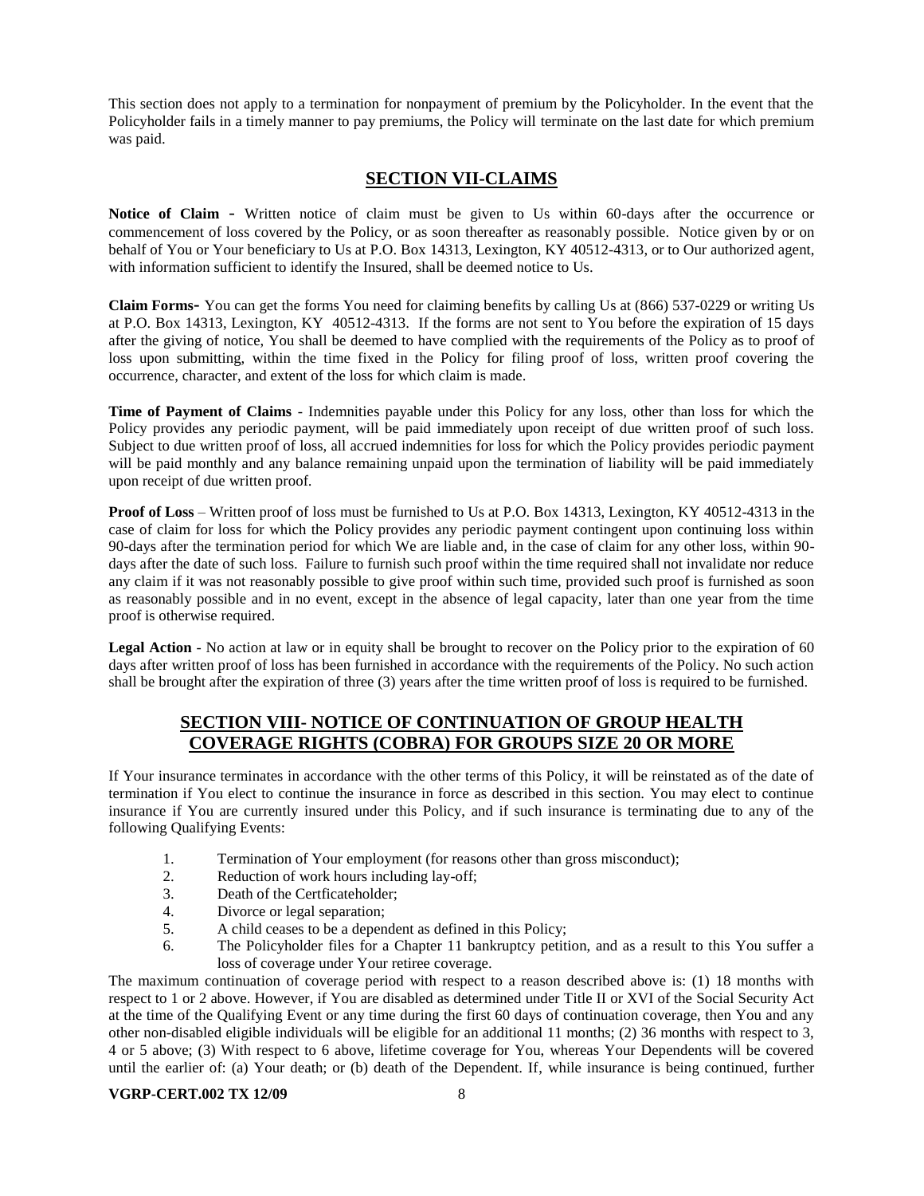This section does not apply to a termination for nonpayment of premium by the Policyholder. In the event that the Policyholder fails in a timely manner to pay premiums, the Policy will terminate on the last date for which premium was paid.

## SECTION VII-CLAIMS

**Notice of Claim** - Written notice of claim must be given to Us within 60-days after the occurrence or commencement of loss covered by the Policy, or as soon thereafter as reasonably possible. Notice given by or on behalf of You or Your beneficiary to Us at P.O. Box 14313, Lexington, KY 40512-4313, or to Our authorized agent, with information sufficient to identify the Insured, shall be deemed notice to Us.

**Claim Forms-** You can get the forms You need for claiming benefits by calling Us at (866) 537-0229 or writing Us at P.O. Box 14313, Lexington, KY 40512-4313. If the forms are not sent to You before the expiration of 15 days after the giving of notice, You shall be deemed to have complied with the requirements of the Policy as to proof of loss upon submitting, within the time fixed in the Policy for filing proof of loss, written proof covering the occurrence, character, and extent of the loss for which claim is made.

**Time of Payment of Claims** - Indemnities payable under this Policy for any loss, other than loss for which the Policy provides any periodic payment, will be paid immediately upon receipt of due written proof of such loss. Subject to due written proof of loss, all accrued indemnities for loss for which the Policy provides periodic payment will be paid monthly and any balance remaining unpaid upon the termination of liability will be paid immediately upon receipt of due written proof.

**Proof of Loss** – Written proof of loss must be furnished to Us at P.O. Box 14313, Lexington, KY 40512-4313 in the case of claim for loss for which the Policy provides any periodic payment contingent upon continuing loss within 90-days after the termination period for which We are liable and, in the case of claim for any other loss, within 90-days after the date of such loss. Failure to furnish such proof within the time required shall not invalidate nor reduce any claim if it was not reasonably possible to give proof within such time, provided such proof is furnished as soon as reasonably possible and in no event, except in the absence of legal capacity, later than one year from the time proof is otherwise required.

**Legal Action** - No action at law or in equity shall be brought to recover on the Policy prior to the expiration of 60 days after written proof of loss has been furnished in accordance with the requirements of the Policy. No such action shall be brought after the expiration of three (3) years after the time written proof of loss is required to be furnished.

## SECTION VIII- NOTICE OF CONTINUATION OF GROUP HEALTH COVERAGE RIGHTS (COBRA) FOR GROUPS SIZE 20 OR MORE

If Your insurance terminates in accordance with the other terms of this Policy, it will be reinstated as of the date of termination if You elect to continue the insurance in force as described in this section. You may elect to continue insurance if You are currently insured under this Policy, and if such insurance is terminating due to any of the following Qualifying Events:

1. Termination of Your employment (for reasons other than gross misconduct);
2. Reduction of work hours including lay-off;
3. Death of the Certficateholder;
4. Divorce or legal separation;
5. A child ceases to be a dependent as defined in this Policy;
6. The Policyholder files for a Chapter 11 bankruptcy petition, and as a result to this You suffer a loss of coverage under Your retiree coverage.

The maximum continuation of coverage period with respect to a reason described above is: (1) 18 months with respect to 1 or 2 above. However, if You are disabled as determined under Title II or XVI of the Social Security Act at the time of the Qualifying Event or any time during the first 60 days of continuation coverage, then You and any other non-disabled eligible individuals will be eligible for an additional 11 months; (2) 36 months with respect to 3, 4 or 5 above; (3) With respect to 6 above, lifetime coverage for You, whereas Your Dependents will be covered until the earlier of: (a) Your death; or (b) death of the Dependent. If, while insurance is being continued, further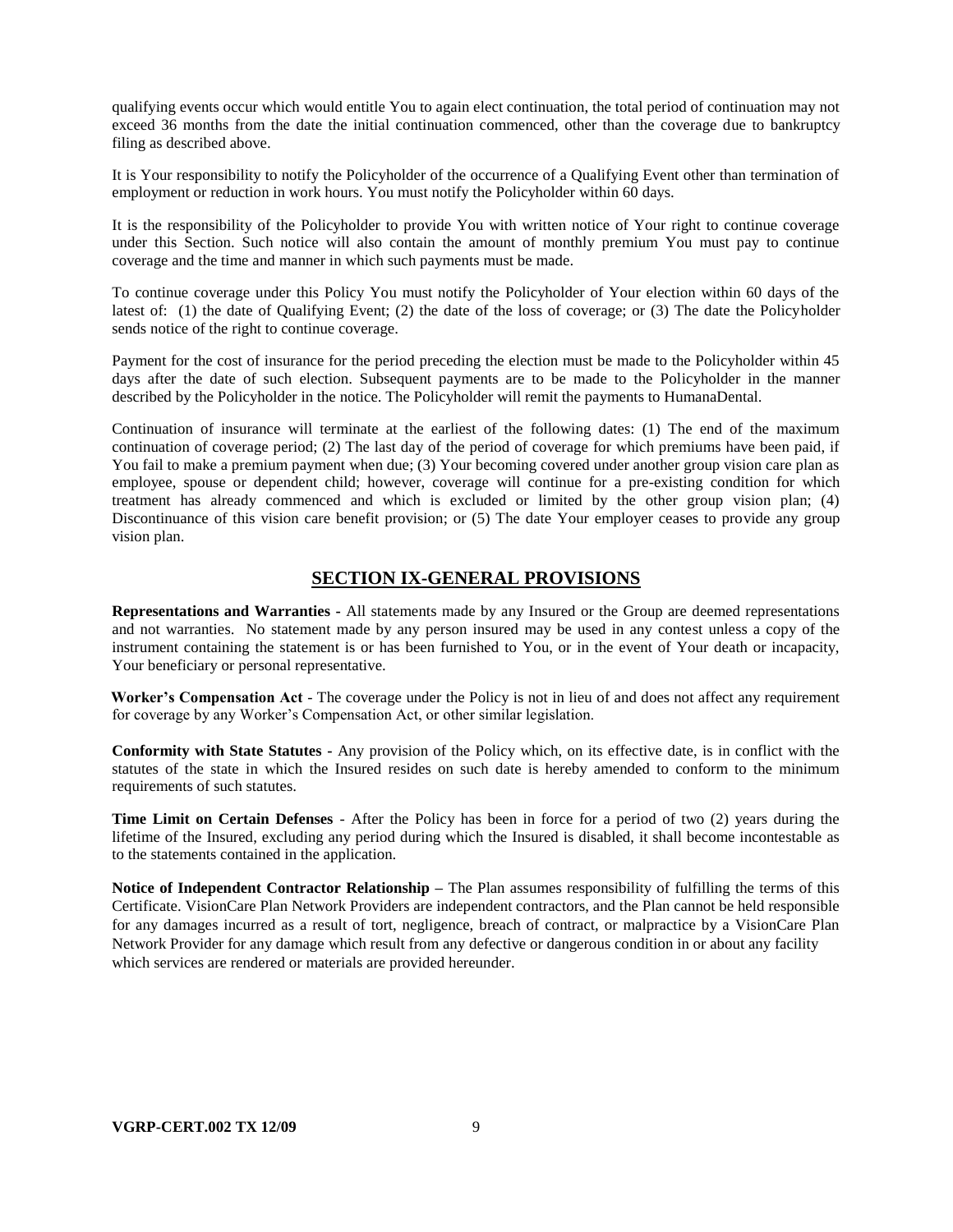qualifying events occur which would entitle You to again elect continuation, the total period of continuation may not exceed 36 months from the date the initial continuation commenced, other than the coverage due to bankruptcy filing as described above.

It is Your responsibility to notify the Policyholder of the occurrence of a Qualifying Event other than termination of employment or reduction in work hours. You must notify the Policyholder within 60 days.

It is the responsibility of the Policyholder to provide You with written notice of Your right to continue coverage under this Section. Such notice will also contain the amount of monthly premium You must pay to continue coverage and the time and manner in which such payments must be made.

To continue coverage under this Policy You must notify the Policyholder of Your election within 60 days of the latest of: (1) the date of Qualifying Event; (2) the date of the loss of coverage; or (3) The date the Policyholder sends notice of the right to continue coverage.

Payment for the cost of insurance for the period preceding the election must be made to the Policyholder within 45 days after the date of such election. Subsequent payments are to be made to the Policyholder in the manner described by the Policyholder in the notice. The Policyholder will remit the payments to HumanaDental.

Continuation of insurance will terminate at the earliest of the following dates: (1) The end of the maximum continuation of coverage period; (2) The last day of the period of coverage for which premiums have been paid, if You fail to make a premium payment when due; (3) Your becoming covered under another group vision care plan as employee, spouse or dependent child; however, coverage will continue for a pre-existing condition for which treatment has already commenced and which is excluded or limited by the other group vision plan; (4) Discontinuance of this vision care benefit provision; or (5) The date Your employer ceases to provide any group vision plan.

## SECTION IX-GENERAL PROVISIONS

**Representations and Warranties -** All statements made by any Insured or the Group are deemed representations and not warranties. No statement made by any person insured may be used in any contest unless a copy of the instrument containing the statement is or has been furnished to You, or in the event of Your death or incapacity, Your beneficiary or personal representative.

**Worker's Compensation Act** - The coverage under the Policy is not in lieu of and does not affect any requirement for coverage by any Worker's Compensation Act, or other similar legislation.

**Conformity with State Statutes -** Any provision of the Policy which, on its effective date, is in conflict with the statutes of the state in which the Insured resides on such date is hereby amended to conform to the minimum requirements of such statutes.

**Time Limit on Certain Defenses** - After the Policy has been in force for a period of two (2) years during the lifetime of the Insured, excluding any period during which the Insured is disabled, it shall become incontestable as to the statements contained in the application.

**Notice of Independent Contractor Relationship –** The Plan assumes responsibility of fulfilling the terms of this Certificate. VisionCare Plan Network Providers are independent contractors, and the Plan cannot be held responsible for any damages incurred as a result of tort, negligence, breach of contract, or malpractice by a VisionCare Plan Network Provider for any damage which result from any defective or dangerous condition in or about any facility which services are rendered or materials are provided hereunder.

**VGRP-CERT.002 TX 12/09**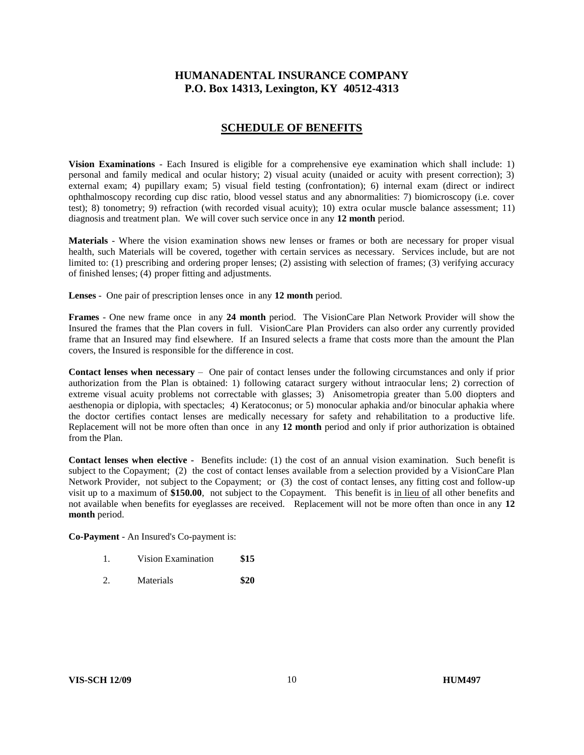# HUMANADENTAL INSURANCE COMPANY
## P.O. Box 14313, Lexington, KY 40512-4313

## SCHEDULE OF BENEFITS

**Vision Examinations** - Each Insured is eligible for a comprehensive eye examination which shall include: 1) personal and family medical and ocular history; 2) visual acuity (unaided or acuity with present correction); 3) external exam; 4) pupillary exam; 5) visual field testing (confrontation); 6) internal exam (direct or indirect ophthalmoscopy recording cup disc ratio, blood vessel status and any abnormalities: 7) biomicroscopy (i.e. cover test); 8) tonometry; 9) refraction (with recorded visual acuity); 10) extra ocular muscle balance assessment; 11) diagnosis and treatment plan. We will cover such service once in any **12 month** period.

**Materials** - Where the vision examination shows new lenses or frames or both are necessary for proper visual health, such Materials will be covered, together with certain services as necessary. Services include, but are not limited to: (1) prescribing and ordering proper lenses; (2) assisting with selection of frames; (3) verifying accuracy of finished lenses; (4) proper fitting and adjustments.

**Lenses** - One pair of prescription lenses once in any **12 month** period.

**Frames** - One new frame once in any **24 month** period. The VisionCare Plan Network Provider will show the Insured the frames that the Plan covers in full. VisionCare Plan Providers can also order any currently provided frame that an Insured may find elsewhere. If an Insured selects a frame that costs more than the amount the Plan covers, the Insured is responsible for the difference in cost.

**Contact lenses when necessary** – One pair of contact lenses under the following circumstances and only if prior authorization from the Plan is obtained: 1) following cataract surgery without intraocular lens; 2) correction of extreme visual acuity problems not correctable with glasses; 3) Anisometropia greater than 5.00 diopters and aesthenopia or diplopia, with spectacles; 4) Keratoconus; or 5) monocular aphakia and/or binocular aphakia where the doctor certifies contact lenses are medically necessary for safety and rehabilitation to a productive life. Replacement will not be more often than once in any **12 month** period and only if prior authorization is obtained from the Plan.

**Contact lenses when elective -** Benefits include: (1) the cost of an annual vision examination. Such benefit is subject to the Copayment; (2) the cost of contact lenses available from a selection provided by a VisionCare Plan Network Provider, not subject to the Copayment; or (3) the cost of contact lenses, any fitting cost and follow-up visit up to a maximum of **$150.00**, not subject to the Copayment. This benefit is <u>in lieu of</u> all other benefits and not available when benefits for eyeglasses are received. Replacement will not be more often than once in any **12 month** period.

**Co-Payment** - An Insured's Co-payment is:

1. Vision Examination **$15**
2. Materials **$20**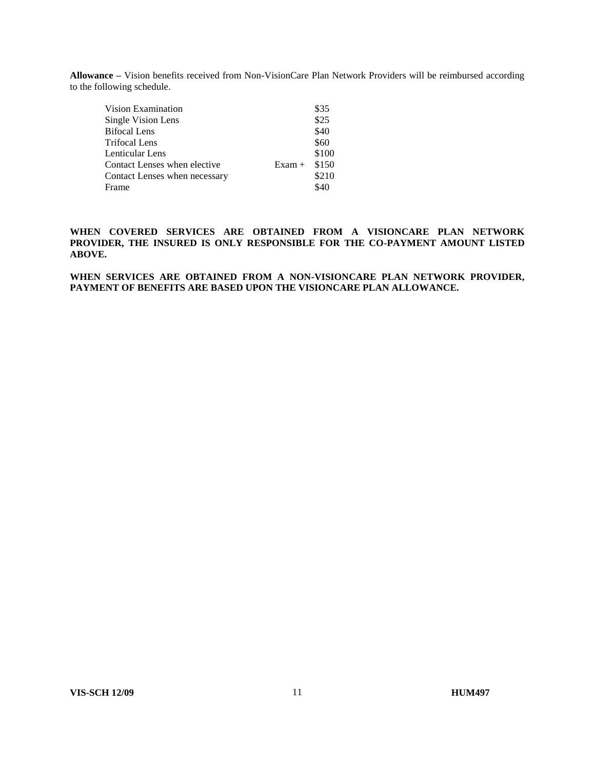**Allowance –** Vision benefits received from Non-VisionCare Plan Network Providers will be reimbursed according to the following schedule.

| | | |
|---|---|---|
| Vision Examination | | $35 |
| Single Vision Lens | | $25 |
| Bifocal Lens | | $40 |
| Trifocal Lens | | $60 |
| Lenticular Lens | | $100 |
| Contact Lenses when elective | Exam + | $150 |
| Contact Lenses when necessary | | $210 |
| Frame | | $40 |

**WHEN COVERED SERVICES ARE OBTAINED FROM A VISIONCARE PLAN NETWORK PROVIDER, THE INSURED IS ONLY RESPONSIBLE FOR THE CO-PAYMENT AMOUNT LISTED ABOVE.**

**WHEN SERVICES ARE OBTAINED FROM A NON-VISIONCARE PLAN NETWORK PROVIDER, PAYMENT OF BENEFITS ARE BASED UPON THE VISIONCARE PLAN ALLOWANCE.**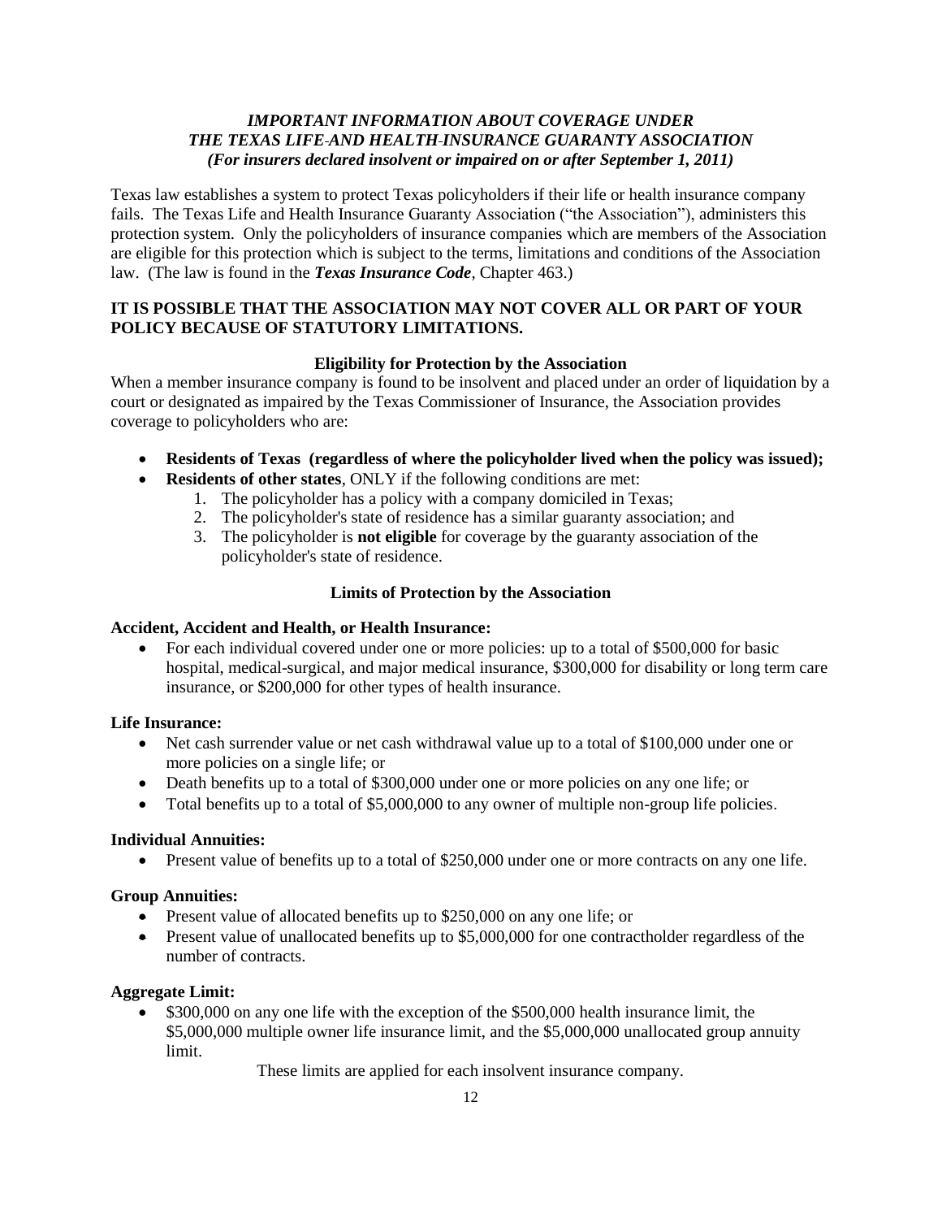***IMPORTANT INFORMATION ABOUT COVERAGE UNDER***
***THE TEXAS LIFE AND HEALTH INSURANCE GUARANTY ASSOCIATION***
***(For insurers declared insolvent or impaired on or after September 1, 2011)***

Texas law establishes a system to protect Texas policyholders if their life or health insurance company fails. The Texas Life and Health Insurance Guaranty Association ("the Association"), administers this protection system. Only the policyholders of insurance companies which are members of the Association are eligible for this protection which is subject to the terms, limitations and conditions of the Association law. (The law is found in the ***Texas Insurance Code***, Chapter 463.)

**IT IS POSSIBLE THAT THE ASSOCIATION MAY NOT COVER ALL OR PART OF YOUR POLICY BECAUSE OF STATUTORY LIMITATIONS.**

**Eligibility for Protection by the Association**

When a member insurance company is found to be insolvent and placed under an order of liquidation by a court or designated as impaired by the Texas Commissioner of Insurance, the Association provides coverage to policyholders who are:

- **Residents of Texas (regardless of where the policyholder lived when the policy was issued);**
- **Residents of other states**, ONLY if the following conditions are met:
  1. The policyholder has a policy with a company domiciled in Texas;
  2. The policyholder's state of residence has a similar guaranty association; and
  3. The policyholder is **not eligible** for coverage by the guaranty association of the policyholder's state of residence.

**Limits of Protection by the Association**

**Accident, Accident and Health, or Health Insurance:**

- For each individual covered under one or more policies: up to a total of \$500,000 for basic hospital, medical-surgical, and major medical insurance, \$300,000 for disability or long term care insurance, or \$200,000 for other types of health insurance.

**Life Insurance:**

- Net cash surrender value or net cash withdrawal value up to a total of \$100,000 under one or more policies on a single life; or
- Death benefits up to a total of \$300,000 under one or more policies on any one life; or
- Total benefits up to a total of \$5,000,000 to any owner of multiple non-group life policies.

**Individual Annuities:**

- Present value of benefits up to a total of \$250,000 under one or more contracts on any one life.

**Group Annuities:**

- Present value of allocated benefits up to \$250,000 on any one life; or
- Present value of unallocated benefits up to \$5,000,000 for one contractholder regardless of the number of contracts.

**Aggregate Limit:**

- \$300,000 on any one life with the exception of the \$500,000 health insurance limit, the \$5,000,000 multiple owner life insurance limit, and the \$5,000,000 unallocated group annuity limit.

These limits are applied for each insolvent insurance company.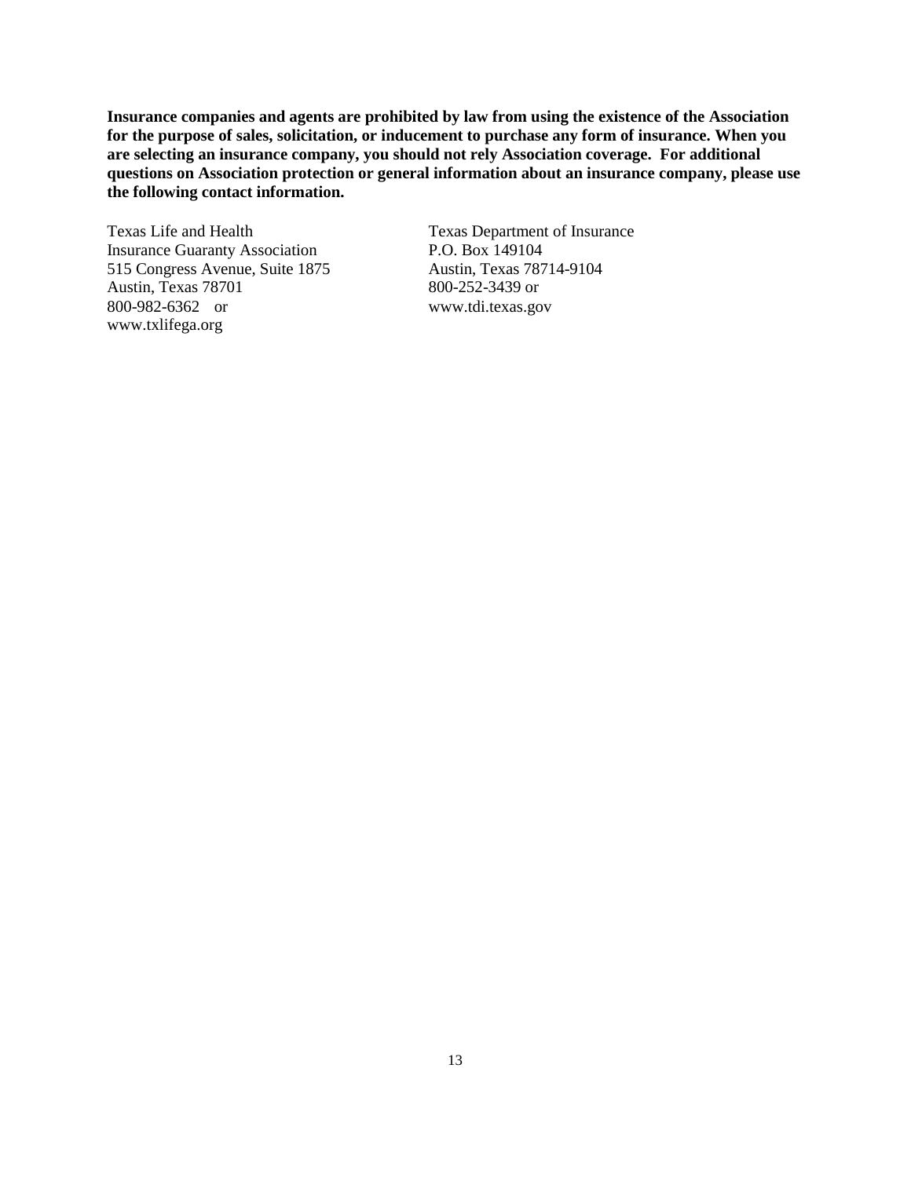**Insurance companies and agents are prohibited by law from using the existence of the Association for the purpose of sales, solicitation, or inducement to purchase any form of insurance. When you are selecting an insurance company, you should not rely Association coverage. For additional questions on Association protection or general information about an insurance company, please use the following contact information.**

Texas Life and Health
Insurance Guaranty Association
515 Congress Avenue, Suite 1875
Austin, Texas 78701
800-982-6362 or
www.txlifega.org

Texas Department of Insurance
P.O. Box 149104
Austin, Texas 78714-9104
800-252-3439 or
www.tdi.texas.gov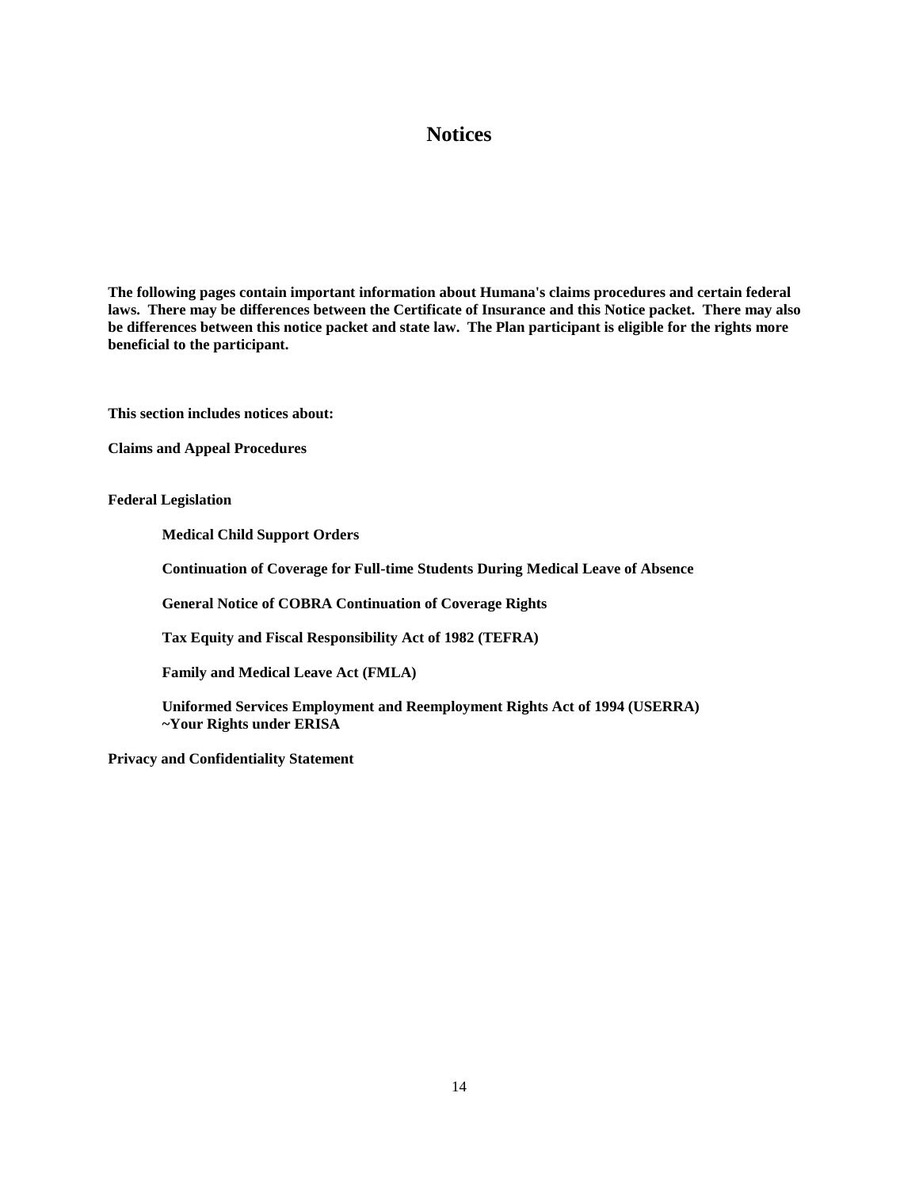# Notices

**The following pages contain important information about Humana's claims procedures and certain federal laws. There may be differences between the Certificate of Insurance and this Notice packet. There may also be differences between this notice packet and state law. The Plan participant is eligible for the rights more beneficial to the participant.**

**This section includes notices about:**

**Claims and Appeal Procedures**

**Federal Legislation**

- **Medical Child Support Orders**
- **Continuation of Coverage for Full-time Students During Medical Leave of Absence**
- **General Notice of COBRA Continuation of Coverage Rights**
- **Tax Equity and Fiscal Responsibility Act of 1982 (TEFRA)**
- **Family and Medical Leave Act (FMLA)**
- **Uniformed Services Employment and Reemployment Rights Act of 1994 (USERRA)**
  **~Your Rights under ERISA**

**Privacy and Confidentiality Statement**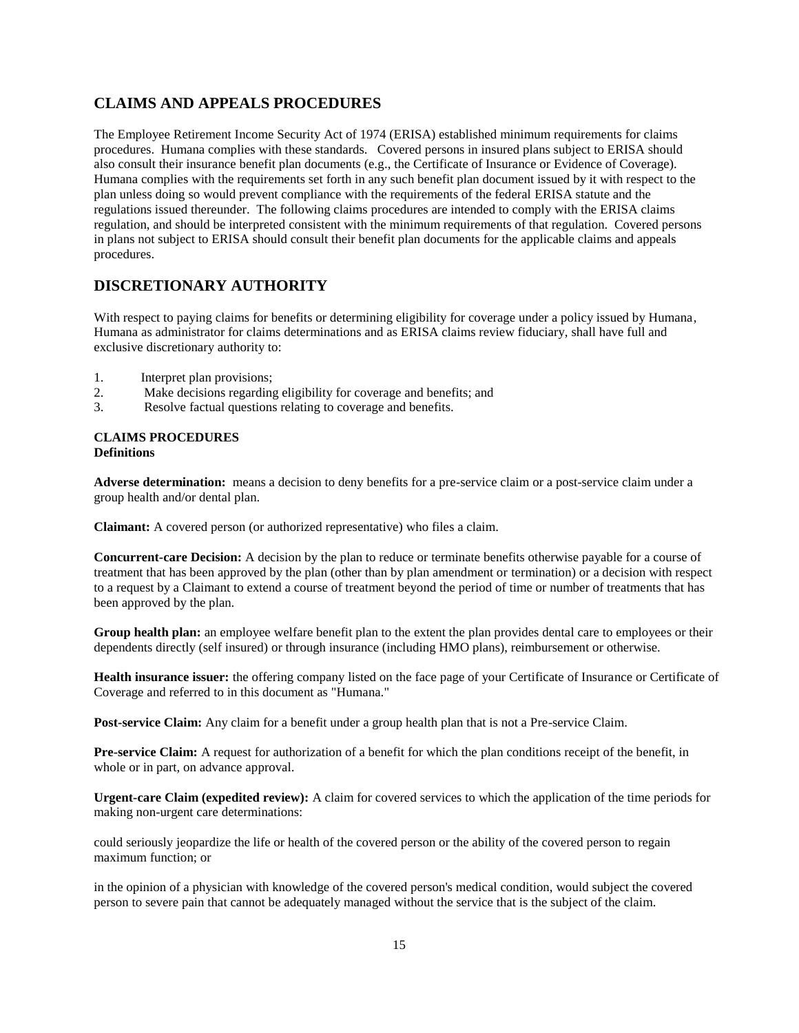## CLAIMS AND APPEALS PROCEDURES

The Employee Retirement Income Security Act of 1974 (ERISA) established minimum requirements for claims procedures. Humana complies with these standards. Covered persons in insured plans subject to ERISA should also consult their insurance benefit plan documents (e.g., the Certificate of Insurance or Evidence of Coverage). Humana complies with the requirements set forth in any such benefit plan document issued by it with respect to the plan unless doing so would prevent compliance with the requirements of the federal ERISA statute and the regulations issued thereunder. The following claims procedures are intended to comply with the ERISA claims regulation, and should be interpreted consistent with the minimum requirements of that regulation. Covered persons in plans not subject to ERISA should consult their benefit plan documents for the applicable claims and appeals procedures.

## DISCRETIONARY AUTHORITY

With respect to paying claims for benefits or determining eligibility for coverage under a policy issued by Humana, Humana as administrator for claims determinations and as ERISA claims review fiduciary, shall have full and exclusive discretionary authority to:

1. Interpret plan provisions;
2. Make decisions regarding eligibility for coverage and benefits; and
3. Resolve factual questions relating to coverage and benefits.

**CLAIMS PROCEDURES**
**Definitions**

**Adverse determination:** means a decision to deny benefits for a pre-service claim or a post-service claim under a group health and/or dental plan.

**Claimant:** A covered person (or authorized representative) who files a claim.

**Concurrent-care Decision:** A decision by the plan to reduce or terminate benefits otherwise payable for a course of treatment that has been approved by the plan (other than by plan amendment or termination) or a decision with respect to a request by a Claimant to extend a course of treatment beyond the period of time or number of treatments that has been approved by the plan.

**Group health plan:** an employee welfare benefit plan to the extent the plan provides dental care to employees or their dependents directly (self insured) or through insurance (including HMO plans), reimbursement or otherwise.

**Health insurance issuer:** the offering company listed on the face page of your Certificate of Insurance or Certificate of Coverage and referred to in this document as "Humana."

**Post-service Claim:** Any claim for a benefit under a group health plan that is not a Pre-service Claim.

**Pre-service Claim:** A request for authorization of a benefit for which the plan conditions receipt of the benefit, in whole or in part, on advance approval.

**Urgent-care Claim (expedited review):** A claim for covered services to which the application of the time periods for making non-urgent care determinations:

could seriously jeopardize the life or health of the covered person or the ability of the covered person to regain maximum function; or

in the opinion of a physician with knowledge of the covered person's medical condition, would subject the covered person to severe pain that cannot be adequately managed without the service that is the subject of the claim.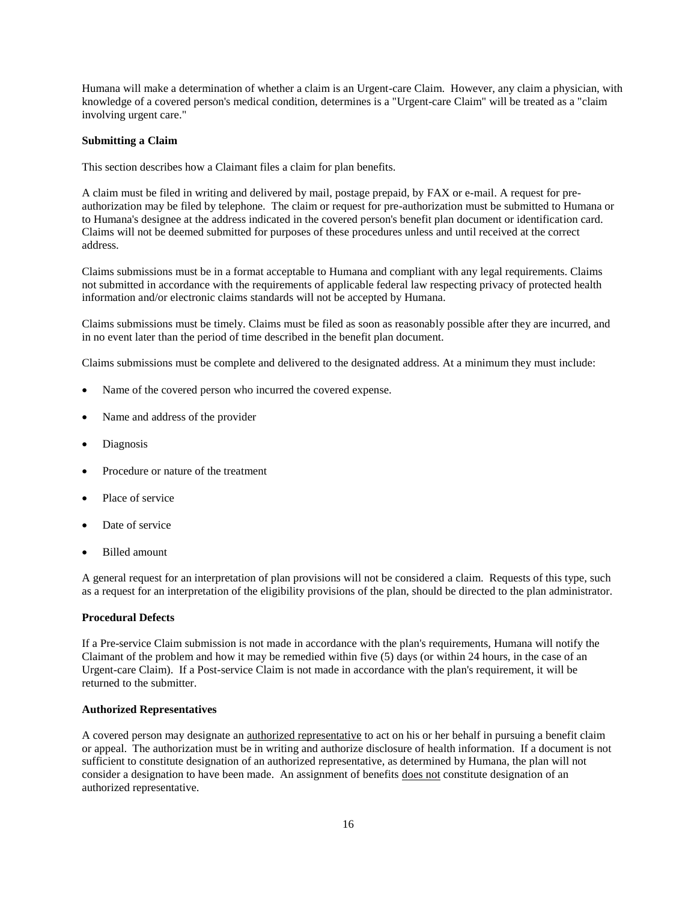Humana will make a determination of whether a claim is an Urgent-care Claim. However, any claim a physician, with knowledge of a covered person's medical condition, determines is a "Urgent-care Claim" will be treated as a "claim involving urgent care."

**Submitting a Claim**

This section describes how a Claimant files a claim for plan benefits.

A claim must be filed in writing and delivered by mail, postage prepaid, by FAX or e-mail. A request for pre-authorization may be filed by telephone. The claim or request for pre-authorization must be submitted to Humana or to Humana's designee at the address indicated in the covered person's benefit plan document or identification card. Claims will not be deemed submitted for purposes of these procedures unless and until received at the correct address.

Claims submissions must be in a format acceptable to Humana and compliant with any legal requirements. Claims not submitted in accordance with the requirements of applicable federal law respecting privacy of protected health information and/or electronic claims standards will not be accepted by Humana.

Claims submissions must be timely. Claims must be filed as soon as reasonably possible after they are incurred, and in no event later than the period of time described in the benefit plan document.

Claims submissions must be complete and delivered to the designated address. At a minimum they must include:

- Name of the covered person who incurred the covered expense.
- Name and address of the provider
- Diagnosis
- Procedure or nature of the treatment
- Place of service
- Date of service
- Billed amount

A general request for an interpretation of plan provisions will not be considered a claim. Requests of this type, such as a request for an interpretation of the eligibility provisions of the plan, should be directed to the plan administrator.

**Procedural Defects**

If a Pre-service Claim submission is not made in accordance with the plan's requirements, Humana will notify the Claimant of the problem and how it may be remedied within five (5) days (or within 24 hours, in the case of an Urgent-care Claim). If a Post-service Claim is not made in accordance with the plan's requirement, it will be returned to the submitter.

**Authorized Representatives**

A covered person may designate an <u>authorized representative</u> to act on his or her behalf in pursuing a benefit claim or appeal. The authorization must be in writing and authorize disclosure of health information. If a document is not sufficient to constitute designation of an authorized representative, as determined by Humana, the plan will not consider a designation to have been made. An assignment of benefits <u>does not</u> constitute designation of an authorized representative.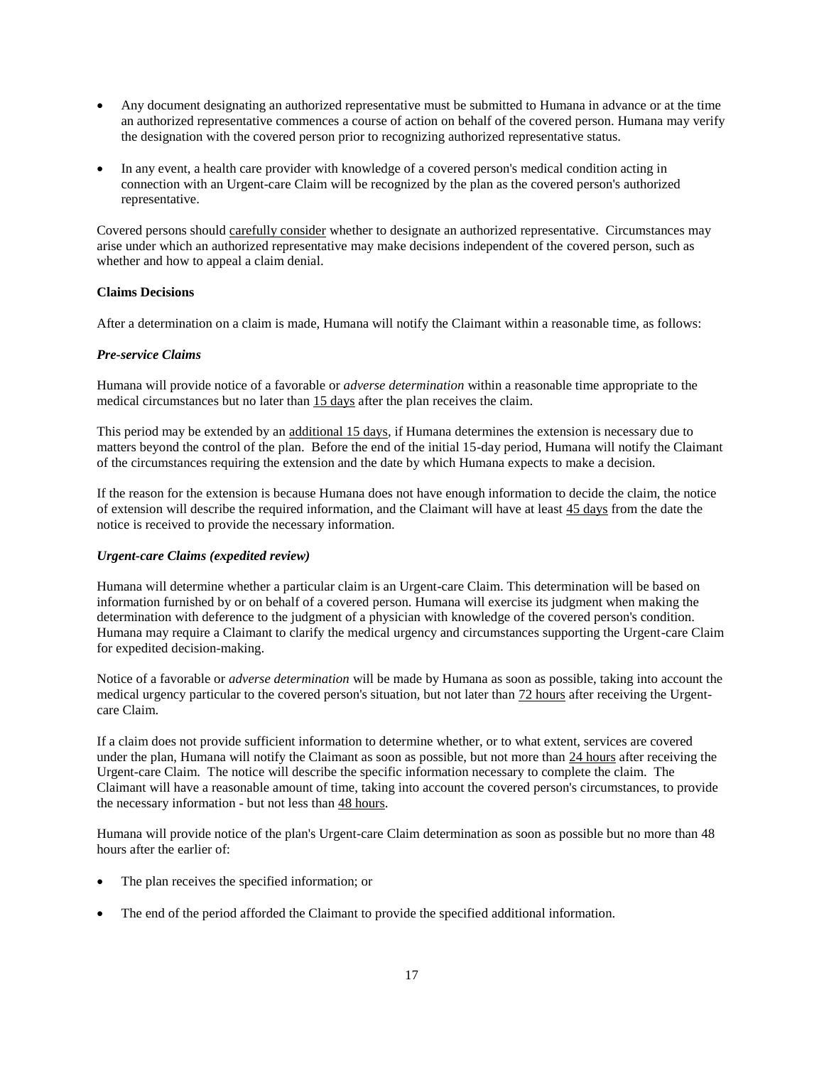- Any document designating an authorized representative must be submitted to Humana in advance or at the time an authorized representative commences a course of action on behalf of the covered person. Humana may verify the designation with the covered person prior to recognizing authorized representative status.

- In any event, a health care provider with knowledge of a covered person's medical condition acting in connection with an Urgent-care Claim will be recognized by the plan as the covered person's authorized representative.

Covered persons should carefully consider whether to designate an authorized representative. Circumstances may arise under which an authorized representative may make decisions independent of the covered person, such as whether and how to appeal a claim denial.

**Claims Decisions**

After a determination on a claim is made, Humana will notify the Claimant within a reasonable time, as follows:

***Pre-service Claims***

Humana will provide notice of a favorable or *adverse determination* within a reasonable time appropriate to the medical circumstances but no later than 15 days after the plan receives the claim.

This period may be extended by an additional 15 days, if Humana determines the extension is necessary due to matters beyond the control of the plan. Before the end of the initial 15-day period, Humana will notify the Claimant of the circumstances requiring the extension and the date by which Humana expects to make a decision.

If the reason for the extension is because Humana does not have enough information to decide the claim, the notice of extension will describe the required information, and the Claimant will have at least 45 days from the date the notice is received to provide the necessary information.

***Urgent-care Claims (expedited review)***

Humana will determine whether a particular claim is an Urgent-care Claim. This determination will be based on information furnished by or on behalf of a covered person. Humana will exercise its judgment when making the determination with deference to the judgment of a physician with knowledge of the covered person's condition. Humana may require a Claimant to clarify the medical urgency and circumstances supporting the Urgent-care Claim for expedited decision-making.

Notice of a favorable or *adverse determination* will be made by Humana as soon as possible, taking into account the medical urgency particular to the covered person's situation, but not later than 72 hours after receiving the Urgent-care Claim.

If a claim does not provide sufficient information to determine whether, or to what extent, services are covered under the plan, Humana will notify the Claimant as soon as possible, but not more than 24 hours after receiving the Urgent-care Claim. The notice will describe the specific information necessary to complete the claim. The Claimant will have a reasonable amount of time, taking into account the covered person's circumstances, to provide the necessary information - but not less than 48 hours.

Humana will provide notice of the plan's Urgent-care Claim determination as soon as possible but no more than 48 hours after the earlier of:

- The plan receives the specified information; or

- The end of the period afforded the Claimant to provide the specified additional information.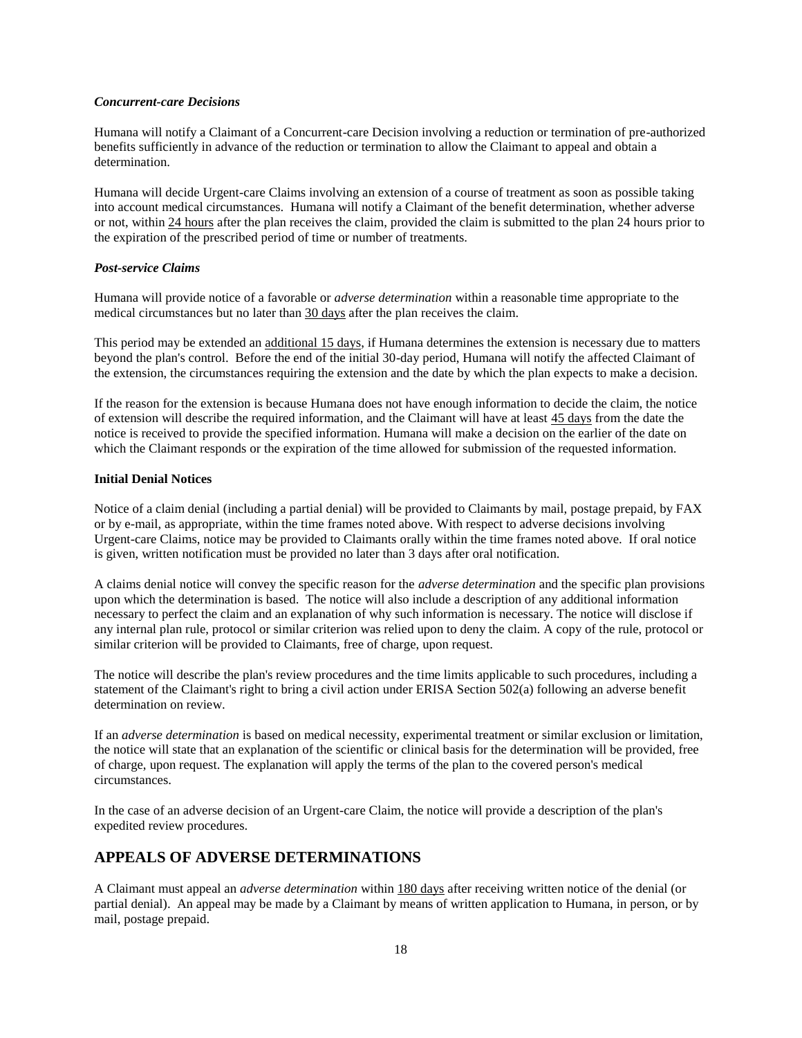***Concurrent-care Decisions***

Humana will notify a Claimant of a Concurrent-care Decision involving a reduction or termination of pre-authorized benefits sufficiently in advance of the reduction or termination to allow the Claimant to appeal and obtain a determination.

Humana will decide Urgent-care Claims involving an extension of a course of treatment as soon as possible taking into account medical circumstances. Humana will notify a Claimant of the benefit determination, whether adverse or not, within 24 hours after the plan receives the claim, provided the claim is submitted to the plan 24 hours prior to the expiration of the prescribed period of time or number of treatments.

***Post-service Claims***

Humana will provide notice of a favorable or *adverse determination* within a reasonable time appropriate to the medical circumstances but no later than 30 days after the plan receives the claim.

This period may be extended an additional 15 days, if Humana determines the extension is necessary due to matters beyond the plan's control. Before the end of the initial 30-day period, Humana will notify the affected Claimant of the extension, the circumstances requiring the extension and the date by which the plan expects to make a decision.

If the reason for the extension is because Humana does not have enough information to decide the claim, the notice of extension will describe the required information, and the Claimant will have at least 45 days from the date the notice is received to provide the specified information. Humana will make a decision on the earlier of the date on which the Claimant responds or the expiration of the time allowed for submission of the requested information.

**Initial Denial Notices**

Notice of a claim denial (including a partial denial) will be provided to Claimants by mail, postage prepaid, by FAX or by e-mail, as appropriate, within the time frames noted above. With respect to adverse decisions involving Urgent-care Claims, notice may be provided to Claimants orally within the time frames noted above. If oral notice is given, written notification must be provided no later than 3 days after oral notification.

A claims denial notice will convey the specific reason for the *adverse determination* and the specific plan provisions upon which the determination is based. The notice will also include a description of any additional information necessary to perfect the claim and an explanation of why such information is necessary. The notice will disclose if any internal plan rule, protocol or similar criterion was relied upon to deny the claim. A copy of the rule, protocol or similar criterion will be provided to Claimants, free of charge, upon request.

The notice will describe the plan's review procedures and the time limits applicable to such procedures, including a statement of the Claimant's right to bring a civil action under ERISA Section 502(a) following an adverse benefit determination on review.

If an *adverse determination* is based on medical necessity, experimental treatment or similar exclusion or limitation, the notice will state that an explanation of the scientific or clinical basis for the determination will be provided, free of charge, upon request. The explanation will apply the terms of the plan to the covered person's medical circumstances.

In the case of an adverse decision of an Urgent-care Claim, the notice will provide a description of the plan's expedited review procedures.

## APPEALS OF ADVERSE DETERMINATIONS

A Claimant must appeal an *adverse determination* within 180 days after receiving written notice of the denial (or partial denial). An appeal may be made by a Claimant by means of written application to Humana, in person, or by mail, postage prepaid.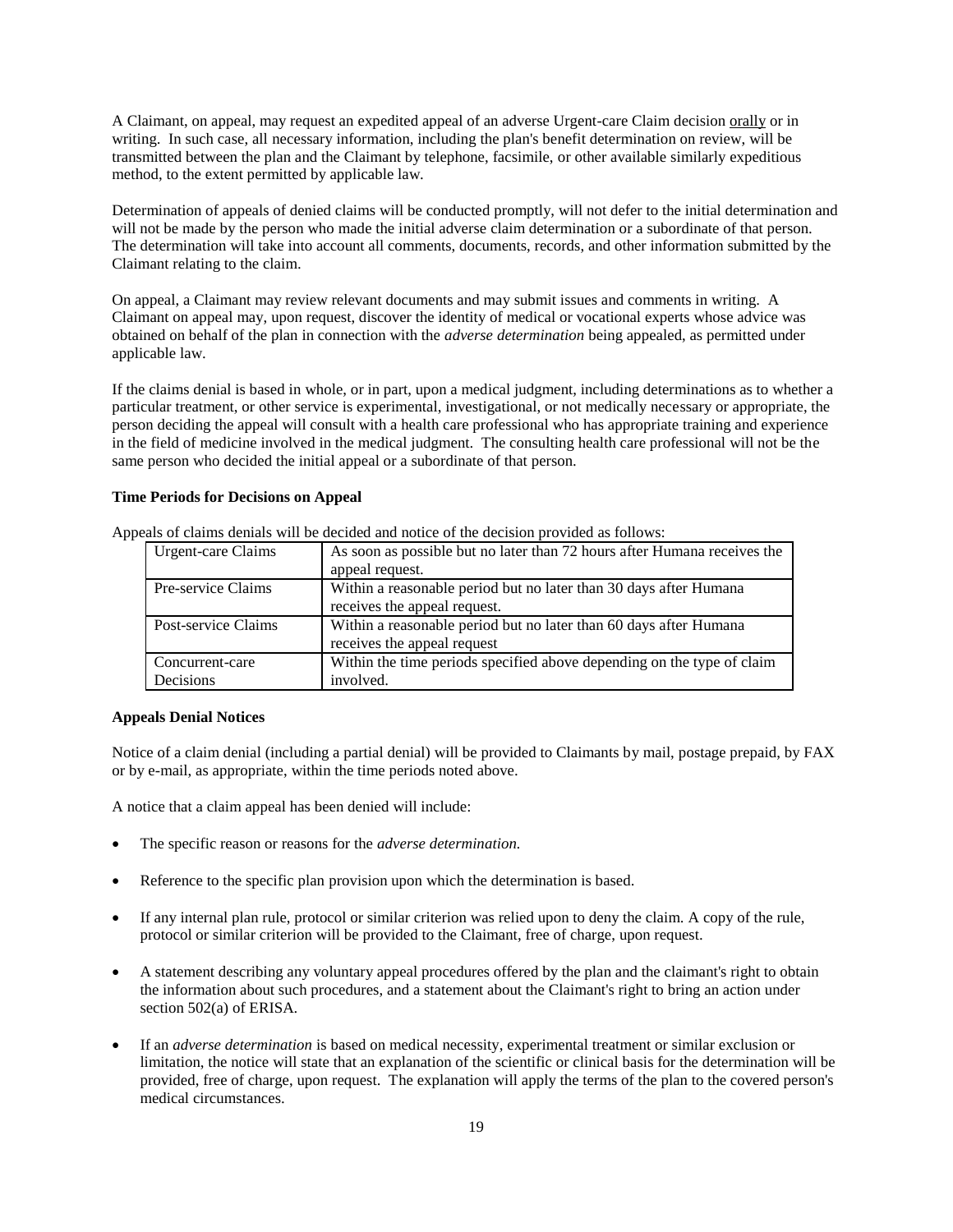A Claimant, on appeal, may request an expedited appeal of an adverse Urgent-care Claim decision orally or in writing. In such case, all necessary information, including the plan's benefit determination on review, will be transmitted between the plan and the Claimant by telephone, facsimile, or other available similarly expeditious method, to the extent permitted by applicable law.

Determination of appeals of denied claims will be conducted promptly, will not defer to the initial determination and will not be made by the person who made the initial adverse claim determination or a subordinate of that person. The determination will take into account all comments, documents, records, and other information submitted by the Claimant relating to the claim.

On appeal, a Claimant may review relevant documents and may submit issues and comments in writing. A Claimant on appeal may, upon request, discover the identity of medical or vocational experts whose advice was obtained on behalf of the plan in connection with the *adverse determination* being appealed, as permitted under applicable law.

If the claims denial is based in whole, or in part, upon a medical judgment, including determinations as to whether a particular treatment, or other service is experimental, investigational, or not medically necessary or appropriate, the person deciding the appeal will consult with a health care professional who has appropriate training and experience in the field of medicine involved in the medical judgment. The consulting health care professional will not be the same person who decided the initial appeal or a subordinate of that person.

**Time Periods for Decisions on Appeal**

Appeals of claims denials will be decided and notice of the decision provided as follows:

| | |
|---|---|
| Urgent-care Claims | As soon as possible but no later than 72 hours after Humana receives the appeal request. |
| Pre-service Claims | Within a reasonable period but no later than 30 days after Humana receives the appeal request. |
| Post-service Claims | Within a reasonable period but no later than 60 days after Humana receives the appeal request |
| Concurrent-care Decisions | Within the time periods specified above depending on the type of claim involved. |

**Appeals Denial Notices**

Notice of a claim denial (including a partial denial) will be provided to Claimants by mail, postage prepaid, by FAX or by e-mail, as appropriate, within the time periods noted above.

A notice that a claim appeal has been denied will include:

- The specific reason or reasons for the *adverse determination.*
- Reference to the specific plan provision upon which the determination is based.
- If any internal plan rule, protocol or similar criterion was relied upon to deny the claim. A copy of the rule, protocol or similar criterion will be provided to the Claimant, free of charge, upon request.
- A statement describing any voluntary appeal procedures offered by the plan and the claimant's right to obtain the information about such procedures, and a statement about the Claimant's right to bring an action under section 502(a) of ERISA.
- If an *adverse determination* is based on medical necessity, experimental treatment or similar exclusion or limitation, the notice will state that an explanation of the scientific or clinical basis for the determination will be provided, free of charge, upon request. The explanation will apply the terms of the plan to the covered person's medical circumstances.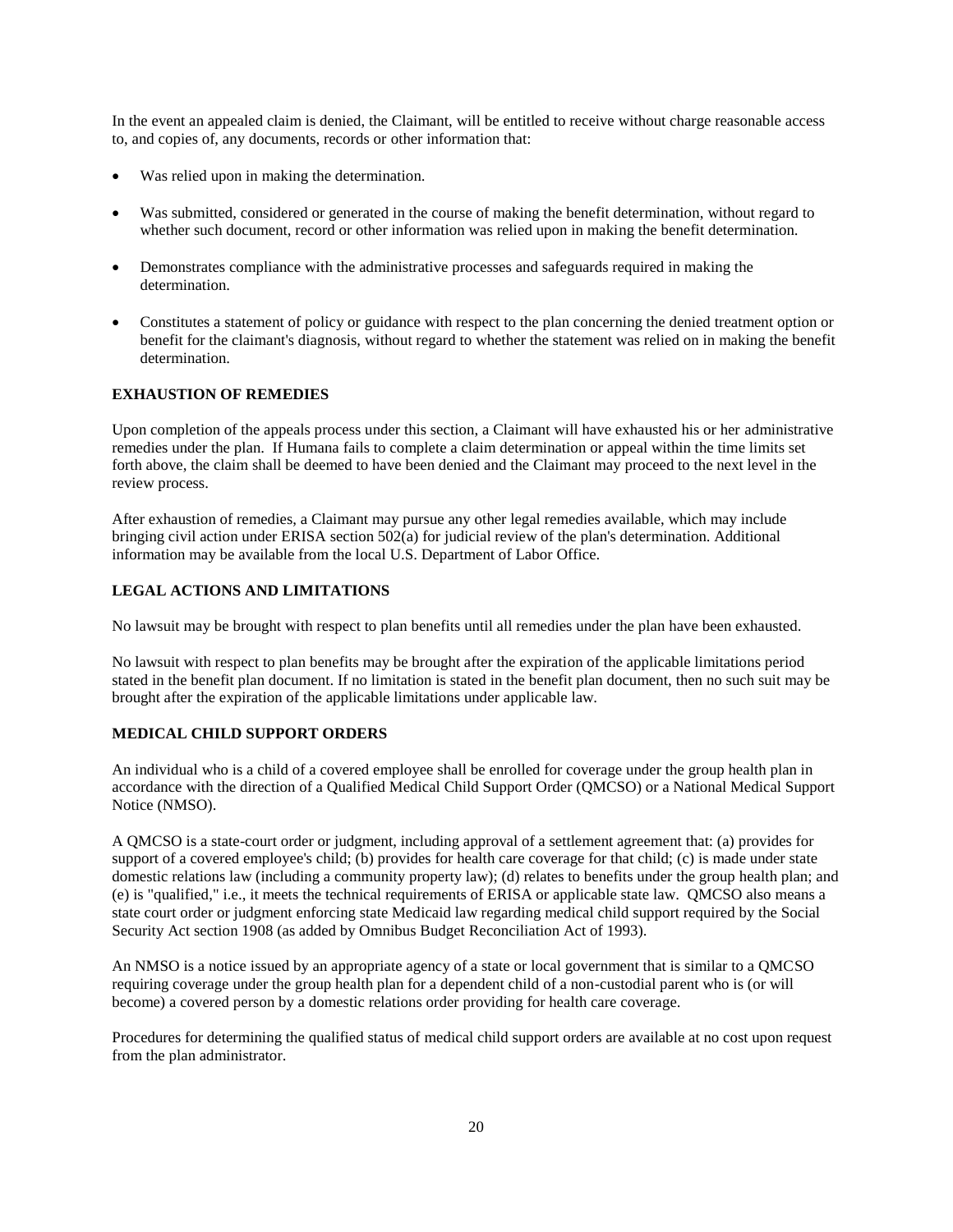In the event an appealed claim is denied, the Claimant, will be entitled to receive without charge reasonable access to, and copies of, any documents, records or other information that:

- Was relied upon in making the determination.
- Was submitted, considered or generated in the course of making the benefit determination, without regard to whether such document, record or other information was relied upon in making the benefit determination.
- Demonstrates compliance with the administrative processes and safeguards required in making the determination.
- Constitutes a statement of policy or guidance with respect to the plan concerning the denied treatment option or benefit for the claimant's diagnosis, without regard to whether the statement was relied on in making the benefit determination.

**EXHAUSTION OF REMEDIES**

Upon completion of the appeals process under this section, a Claimant will have exhausted his or her administrative remedies under the plan. If Humana fails to complete a claim determination or appeal within the time limits set forth above, the claim shall be deemed to have been denied and the Claimant may proceed to the next level in the review process.

After exhaustion of remedies, a Claimant may pursue any other legal remedies available, which may include bringing civil action under ERISA section 502(a) for judicial review of the plan's determination. Additional information may be available from the local U.S. Department of Labor Office.

**LEGAL ACTIONS AND LIMITATIONS**

No lawsuit may be brought with respect to plan benefits until all remedies under the plan have been exhausted.

No lawsuit with respect to plan benefits may be brought after the expiration of the applicable limitations period stated in the benefit plan document. If no limitation is stated in the benefit plan document, then no such suit may be brought after the expiration of the applicable limitations under applicable law.

**MEDICAL CHILD SUPPORT ORDERS**

An individual who is a child of a covered employee shall be enrolled for coverage under the group health plan in accordance with the direction of a Qualified Medical Child Support Order (QMCSO) or a National Medical Support Notice (NMSO).

A QMCSO is a state-court order or judgment, including approval of a settlement agreement that: (a) provides for support of a covered employee's child; (b) provides for health care coverage for that child; (c) is made under state domestic relations law (including a community property law); (d) relates to benefits under the group health plan; and (e) is "qualified," i.e., it meets the technical requirements of ERISA or applicable state law. QMCSO also means a state court order or judgment enforcing state Medicaid law regarding medical child support required by the Social Security Act section 1908 (as added by Omnibus Budget Reconciliation Act of 1993).

An NMSO is a notice issued by an appropriate agency of a state or local government that is similar to a QMCSO requiring coverage under the group health plan for a dependent child of a non-custodial parent who is (or will become) a covered person by a domestic relations order providing for health care coverage.

Procedures for determining the qualified status of medical child support orders are available at no cost upon request from the plan administrator.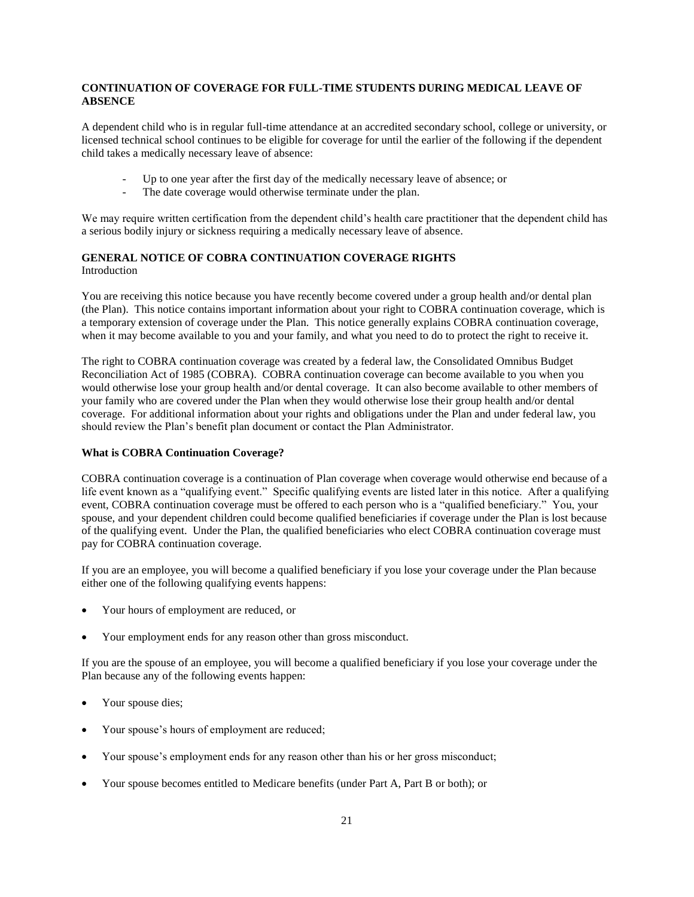**CONTINUATION OF COVERAGE FOR FULL-TIME STUDENTS DURING MEDICAL LEAVE OF ABSENCE**

A dependent child who is in regular full-time attendance at an accredited secondary school, college or university, or licensed technical school continues to be eligible for coverage for until the earlier of the following if the dependent child takes a medically necessary leave of absence:

- Up to one year after the first day of the medically necessary leave of absence; or
- The date coverage would otherwise terminate under the plan.

We may require written certification from the dependent child's health care practitioner that the dependent child has a serious bodily injury or sickness requiring a medically necessary leave of absence.

**GENERAL NOTICE OF COBRA CONTINUATION COVERAGE RIGHTS**
Introduction

You are receiving this notice because you have recently become covered under a group health and/or dental plan (the Plan). This notice contains important information about your right to COBRA continuation coverage, which is a temporary extension of coverage under the Plan. This notice generally explains COBRA continuation coverage, when it may become available to you and your family, and what you need to do to protect the right to receive it.

The right to COBRA continuation coverage was created by a federal law, the Consolidated Omnibus Budget Reconciliation Act of 1985 (COBRA). COBRA continuation coverage can become available to you when you would otherwise lose your group health and/or dental coverage. It can also become available to other members of your family who are covered under the Plan when they would otherwise lose their group health and/or dental coverage. For additional information about your rights and obligations under the Plan and under federal law, you should review the Plan's benefit plan document or contact the Plan Administrator.

**What is COBRA Continuation Coverage?**

COBRA continuation coverage is a continuation of Plan coverage when coverage would otherwise end because of a life event known as a "qualifying event." Specific qualifying events are listed later in this notice. After a qualifying event, COBRA continuation coverage must be offered to each person who is a "qualified beneficiary." You, your spouse, and your dependent children could become qualified beneficiaries if coverage under the Plan is lost because of the qualifying event. Under the Plan, the qualified beneficiaries who elect COBRA continuation coverage must pay for COBRA continuation coverage.

If you are an employee, you will become a qualified beneficiary if you lose your coverage under the Plan because either one of the following qualifying events happens:

- Your hours of employment are reduced, or
- Your employment ends for any reason other than gross misconduct.

If you are the spouse of an employee, you will become a qualified beneficiary if you lose your coverage under the Plan because any of the following events happen:

- Your spouse dies;
- Your spouse's hours of employment are reduced;
- Your spouse's employment ends for any reason other than his or her gross misconduct;
- Your spouse becomes entitled to Medicare benefits (under Part A, Part B or both); or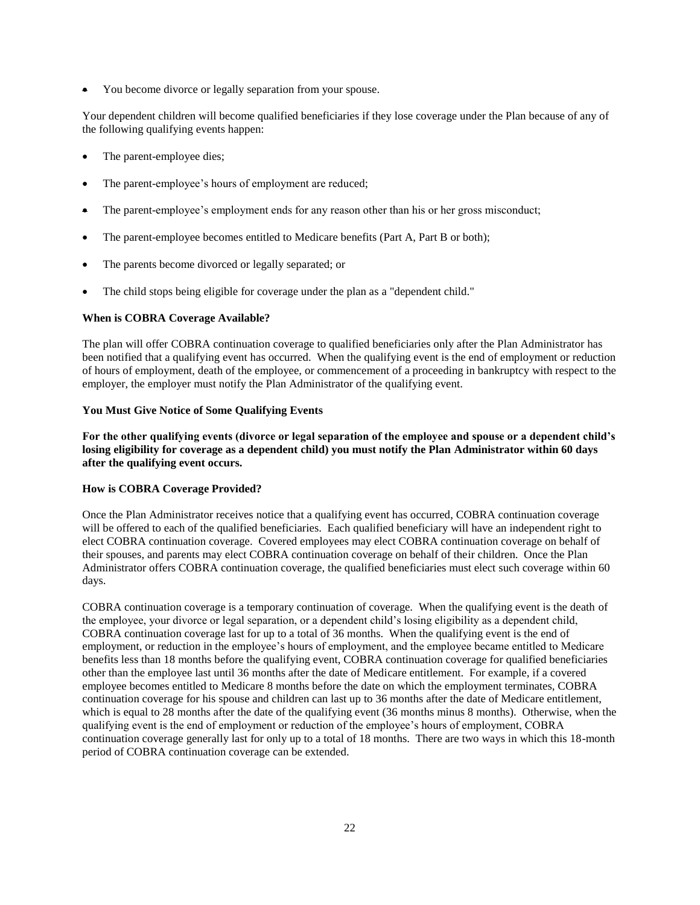- You become divorce or legally separation from your spouse.

Your dependent children will become qualified beneficiaries if they lose coverage under the Plan because of any of the following qualifying events happen:

- The parent-employee dies;
- The parent-employee's hours of employment are reduced;
- The parent-employee's employment ends for any reason other than his or her gross misconduct;
- The parent-employee becomes entitled to Medicare benefits (Part A, Part B or both);
- The parents become divorced or legally separated; or
- The child stops being eligible for coverage under the plan as a "dependent child."

**When is COBRA Coverage Available?**

The plan will offer COBRA continuation coverage to qualified beneficiaries only after the Plan Administrator has been notified that a qualifying event has occurred. When the qualifying event is the end of employment or reduction of hours of employment, death of the employee, or commencement of a proceeding in bankruptcy with respect to the employer, the employer must notify the Plan Administrator of the qualifying event.

**You Must Give Notice of Some Qualifying Events**

**For the other qualifying events (divorce or legal separation of the employee and spouse or a dependent child's losing eligibility for coverage as a dependent child) you must notify the Plan Administrator within 60 days after the qualifying event occurs.**

**How is COBRA Coverage Provided?**

Once the Plan Administrator receives notice that a qualifying event has occurred, COBRA continuation coverage will be offered to each of the qualified beneficiaries. Each qualified beneficiary will have an independent right to elect COBRA continuation coverage. Covered employees may elect COBRA continuation coverage on behalf of their spouses, and parents may elect COBRA continuation coverage on behalf of their children. Once the Plan Administrator offers COBRA continuation coverage, the qualified beneficiaries must elect such coverage within 60 days.

COBRA continuation coverage is a temporary continuation of coverage. When the qualifying event is the death of the employee, your divorce or legal separation, or a dependent child's losing eligibility as a dependent child, COBRA continuation coverage last for up to a total of 36 months. When the qualifying event is the end of employment, or reduction in the employee's hours of employment, and the employee became entitled to Medicare benefits less than 18 months before the qualifying event, COBRA continuation coverage for qualified beneficiaries other than the employee last until 36 months after the date of Medicare entitlement. For example, if a covered employee becomes entitled to Medicare 8 months before the date on which the employment terminates, COBRA continuation coverage for his spouse and children can last up to 36 months after the date of Medicare entitlement, which is equal to 28 months after the date of the qualifying event (36 months minus 8 months). Otherwise, when the qualifying event is the end of employment or reduction of the employee's hours of employment, COBRA continuation coverage generally last for only up to a total of 18 months. There are two ways in which this 18-month period of COBRA continuation coverage can be extended.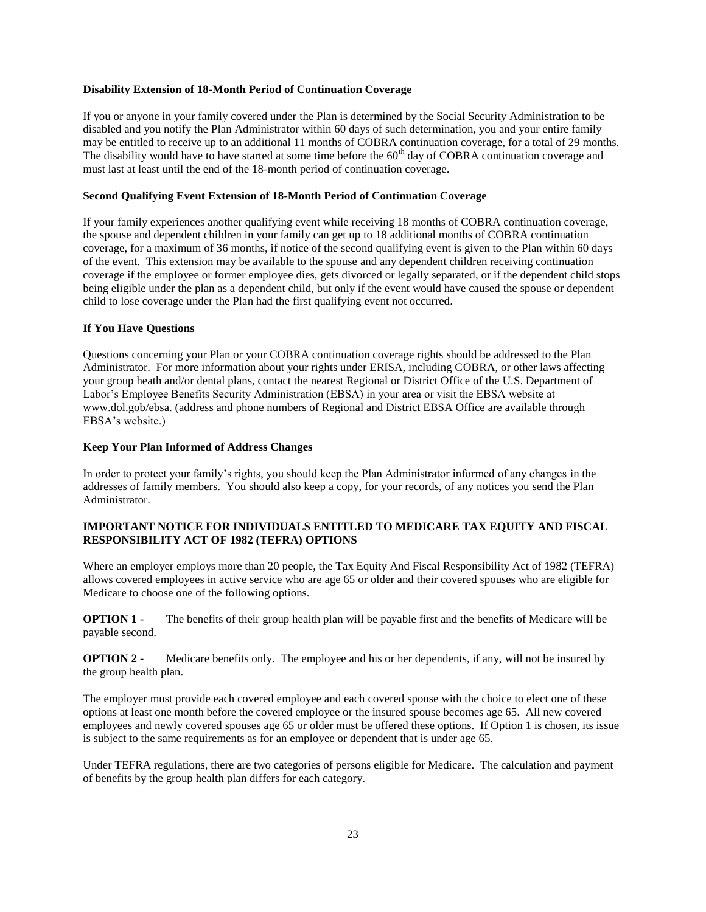**Disability Extension of 18-Month Period of Continuation Coverage**

If you or anyone in your family covered under the Plan is determined by the Social Security Administration to be disabled and you notify the Plan Administrator within 60 days of such determination, you and your entire family may be entitled to receive up to an additional 11 months of COBRA continuation coverage, for a total of 29 months. The disability would have to have started at some time before the 60th day of COBRA continuation coverage and must last at least until the end of the 18-month period of continuation coverage.

**Second Qualifying Event Extension of 18-Month Period of Continuation Coverage**

If your family experiences another qualifying event while receiving 18 months of COBRA continuation coverage, the spouse and dependent children in your family can get up to 18 additional months of COBRA continuation coverage, for a maximum of 36 months, if notice of the second qualifying event is given to the Plan within 60 days of the event. This extension may be available to the spouse and any dependent children receiving continuation coverage if the employee or former employee dies, gets divorced or legally separated, or if the dependent child stops being eligible under the plan as a dependent child, but only if the event would have caused the spouse or dependent child to lose coverage under the Plan had the first qualifying event not occurred.

**If You Have Questions**

Questions concerning your Plan or your COBRA continuation coverage rights should be addressed to the Plan Administrator. For more information about your rights under ERISA, including COBRA, or other laws affecting your group heath and/or dental plans, contact the nearest Regional or District Office of the U.S. Department of Labor's Employee Benefits Security Administration (EBSA) in your area or visit the EBSA website at www.dol.gob/ebsa. (address and phone numbers of Regional and District EBSA Office are available through EBSA's website.)

**Keep Your Plan Informed of Address Changes**

In order to protect your family's rights, you should keep the Plan Administrator informed of any changes in the addresses of family members. You should also keep a copy, for your records, of any notices you send the Plan Administrator.

**IMPORTANT NOTICE FOR INDIVIDUALS ENTITLED TO MEDICARE TAX EQUITY AND FISCAL RESPONSIBILITY ACT OF 1982 (TEFRA) OPTIONS**

Where an employer employs more than 20 people, the Tax Equity And Fiscal Responsibility Act of 1982 (TEFRA) allows covered employees in active service who are age 65 or older and their covered spouses who are eligible for Medicare to choose one of the following options.

**OPTION 1 -** The benefits of their group health plan will be payable first and the benefits of Medicare will be payable second.

**OPTION 2 -** Medicare benefits only. The employee and his or her dependents, if any, will not be insured by the group health plan.

The employer must provide each covered employee and each covered spouse with the choice to elect one of these options at least one month before the covered employee or the insured spouse becomes age 65. All new covered employees and newly covered spouses age 65 or older must be offered these options. If Option 1 is chosen, its issue is subject to the same requirements as for an employee or dependent that is under age 65.

Under TEFRA regulations, there are two categories of persons eligible for Medicare. The calculation and payment of benefits by the group health plan differs for each category.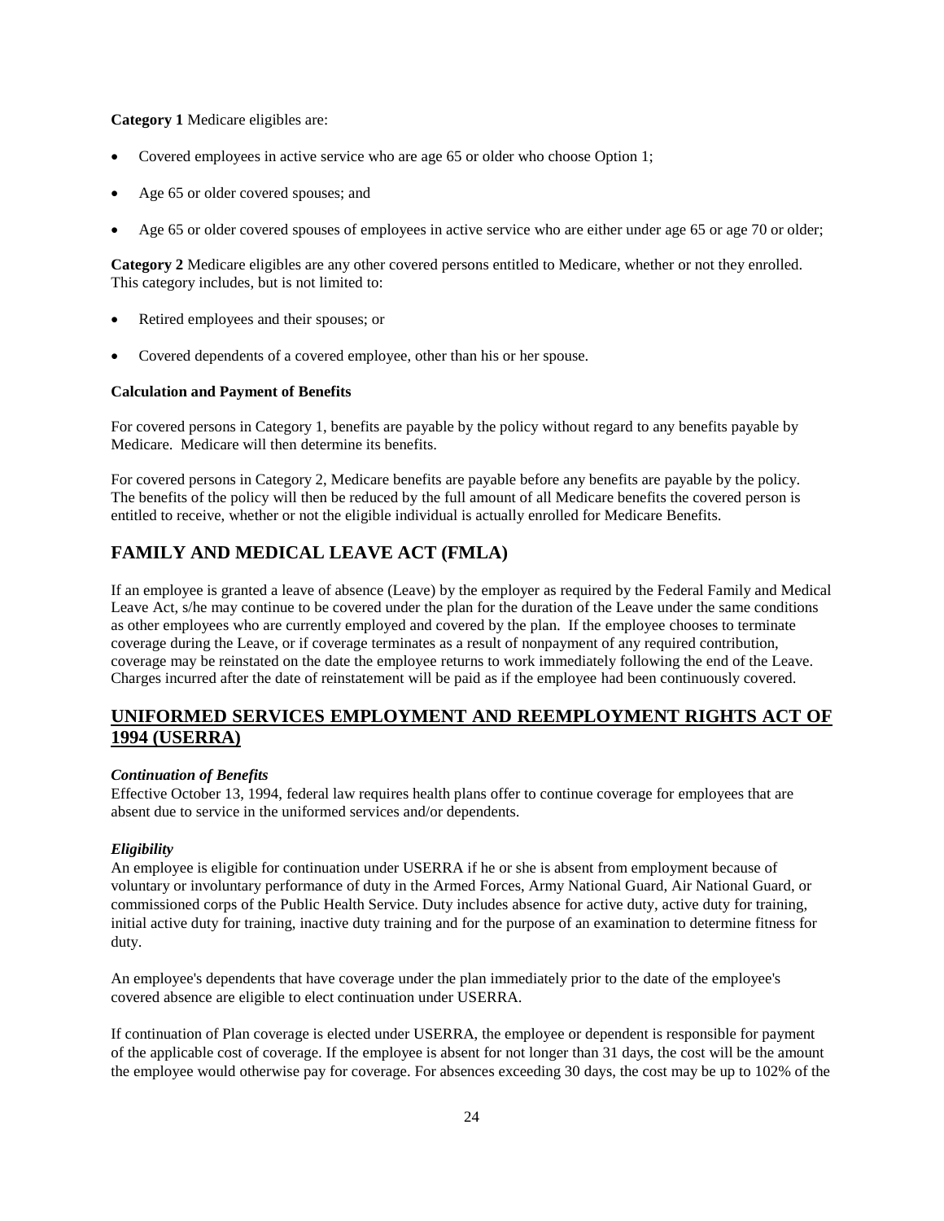**Category 1** Medicare eligibles are:

- Covered employees in active service who are age 65 or older who choose Option 1;
- Age 65 or older covered spouses; and
- Age 65 or older covered spouses of employees in active service who are either under age 65 or age 70 or older;

**Category 2** Medicare eligibles are any other covered persons entitled to Medicare, whether or not they enrolled. This category includes, but is not limited to:

- Retired employees and their spouses; or
- Covered dependents of a covered employee, other than his or her spouse.

**Calculation and Payment of Benefits**

For covered persons in Category 1, benefits are payable by the policy without regard to any benefits payable by Medicare. Medicare will then determine its benefits.

For covered persons in Category 2, Medicare benefits are payable before any benefits are payable by the policy. The benefits of the policy will then be reduced by the full amount of all Medicare benefits the covered person is entitled to receive, whether or not the eligible individual is actually enrolled for Medicare Benefits.

## FAMILY AND MEDICAL LEAVE ACT (FMLA)

If an employee is granted a leave of absence (Leave) by the employer as required by the Federal Family and Medical Leave Act, s/he may continue to be covered under the plan for the duration of the Leave under the same conditions as other employees who are currently employed and covered by the plan. If the employee chooses to terminate coverage during the Leave, or if coverage terminates as a result of nonpayment of any required contribution, coverage may be reinstated on the date the employee returns to work immediately following the end of the Leave. Charges incurred after the date of reinstatement will be paid as if the employee had been continuously covered.

## UNIFORMED SERVICES EMPLOYMENT AND REEMPLOYMENT RIGHTS ACT OF 1994 (USERRA)

***Continuation of Benefits***

Effective October 13, 1994, federal law requires health plans offer to continue coverage for employees that are absent due to service in the uniformed services and/or dependents.

***Eligibility***

An employee is eligible for continuation under USERRA if he or she is absent from employment because of voluntary or involuntary performance of duty in the Armed Forces, Army National Guard, Air National Guard, or commissioned corps of the Public Health Service. Duty includes absence for active duty, active duty for training, initial active duty for training, inactive duty training and for the purpose of an examination to determine fitness for duty.

An employee's dependents that have coverage under the plan immediately prior to the date of the employee's covered absence are eligible to elect continuation under USERRA.

If continuation of Plan coverage is elected under USERRA, the employee or dependent is responsible for payment of the applicable cost of coverage. If the employee is absent for not longer than 31 days, the cost will be the amount the employee would otherwise pay for coverage. For absences exceeding 30 days, the cost may be up to 102% of the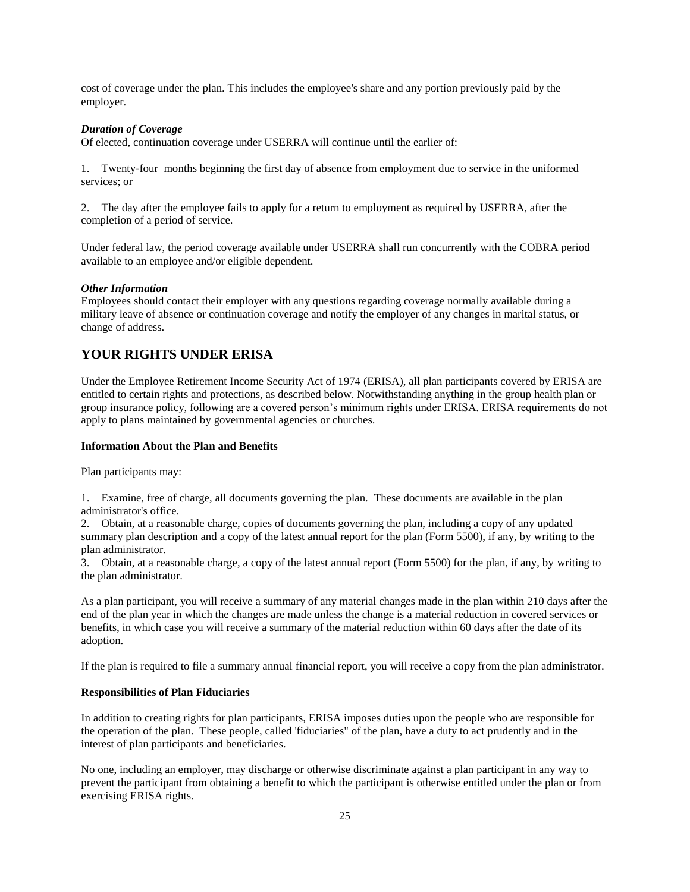cost of coverage under the plan. This includes the employee's share and any portion previously paid by the employer.

***Duration of Coverage***
Of elected, continuation coverage under USERRA will continue until the earlier of:

1. Twenty-four months beginning the first day of absence from employment due to service in the uniformed services; or

2. The day after the employee fails to apply for a return to employment as required by USERRA, after the completion of a period of service.

Under federal law, the period coverage available under USERRA shall run concurrently with the COBRA period available to an employee and/or eligible dependent.

***Other Information***
Employees should contact their employer with any questions regarding coverage normally available during a military leave of absence or continuation coverage and notify the employer of any changes in marital status, or change of address.

## YOUR RIGHTS UNDER ERISA

Under the Employee Retirement Income Security Act of 1974 (ERISA), all plan participants covered by ERISA are entitled to certain rights and protections, as described below. Notwithstanding anything in the group health plan or group insurance policy, following are a covered person's minimum rights under ERISA. ERISA requirements do not apply to plans maintained by governmental agencies or churches.

**Information About the Plan and Benefits**

Plan participants may:

1. Examine, free of charge, all documents governing the plan. These documents are available in the plan administrator's office.
2. Obtain, at a reasonable charge, copies of documents governing the plan, including a copy of any updated summary plan description and a copy of the latest annual report for the plan (Form 5500), if any, by writing to the plan administrator.
3. Obtain, at a reasonable charge, a copy of the latest annual report (Form 5500) for the plan, if any, by writing to the plan administrator.

As a plan participant, you will receive a summary of any material changes made in the plan within 210 days after the end of the plan year in which the changes are made unless the change is a material reduction in covered services or benefits, in which case you will receive a summary of the material reduction within 60 days after the date of its adoption.

If the plan is required to file a summary annual financial report, you will receive a copy from the plan administrator.

**Responsibilities of Plan Fiduciaries**

In addition to creating rights for plan participants, ERISA imposes duties upon the people who are responsible for the operation of the plan. These people, called 'fiduciaries" of the plan, have a duty to act prudently and in the interest of plan participants and beneficiaries.

No one, including an employer, may discharge or otherwise discriminate against a plan participant in any way to prevent the participant from obtaining a benefit to which the participant is otherwise entitled under the plan or from exercising ERISA rights.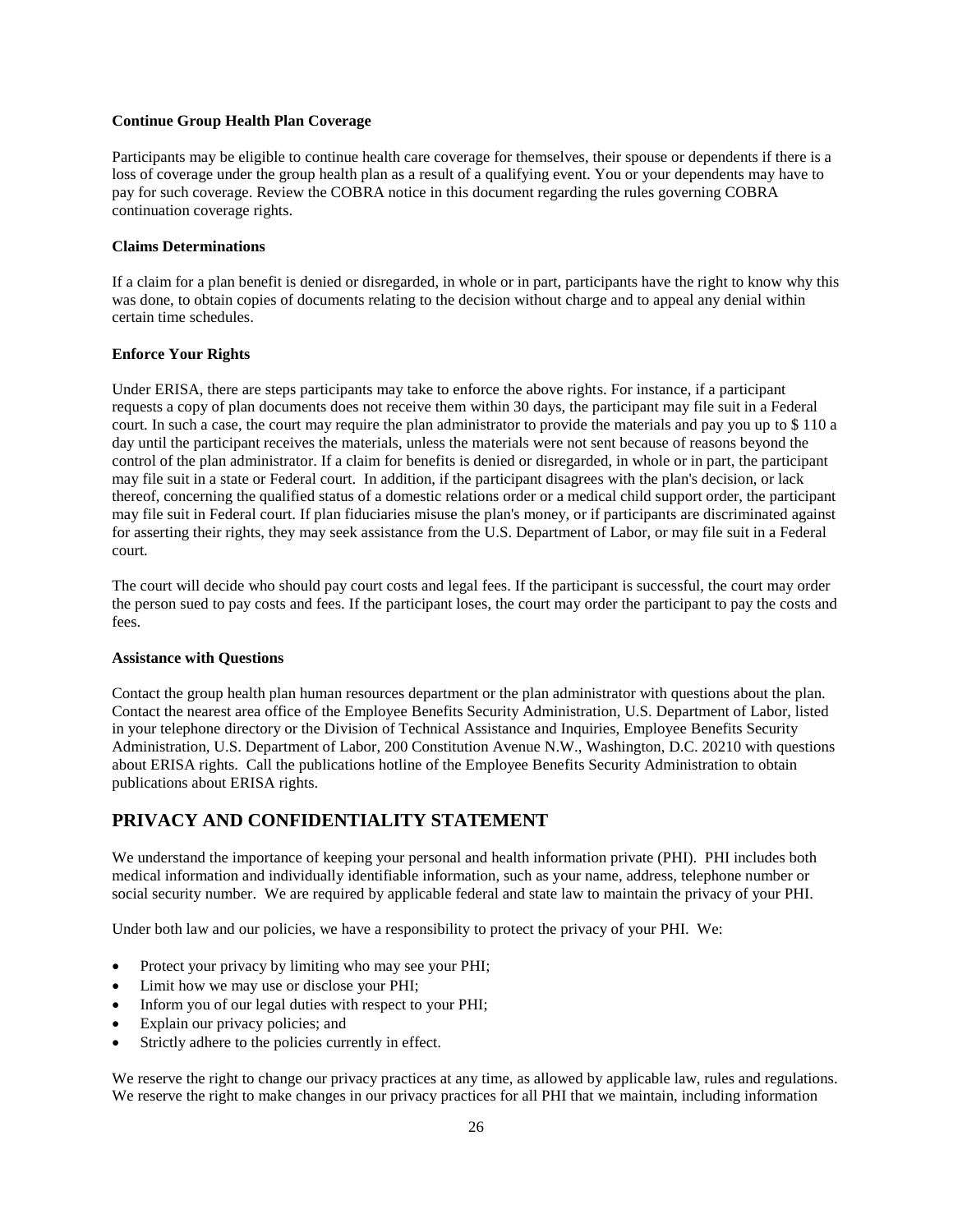**Continue Group Health Plan Coverage**

Participants may be eligible to continue health care coverage for themselves, their spouse or dependents if there is a loss of coverage under the group health plan as a result of a qualifying event. You or your dependents may have to pay for such coverage. Review the COBRA notice in this document regarding the rules governing COBRA continuation coverage rights.

**Claims Determinations**

If a claim for a plan benefit is denied or disregarded, in whole or in part, participants have the right to know why this was done, to obtain copies of documents relating to the decision without charge and to appeal any denial within certain time schedules.

**Enforce Your Rights**

Under ERISA, there are steps participants may take to enforce the above rights. For instance, if a participant requests a copy of plan documents does not receive them within 30 days, the participant may file suit in a Federal court. In such a case, the court may require the plan administrator to provide the materials and pay you up to $ 110 a day until the participant receives the materials, unless the materials were not sent because of reasons beyond the control of the plan administrator. If a claim for benefits is denied or disregarded, in whole or in part, the participant may file suit in a state or Federal court. In addition, if the participant disagrees with the plan's decision, or lack thereof, concerning the qualified status of a domestic relations order or a medical child support order, the participant may file suit in Federal court. If plan fiduciaries misuse the plan's money, or if participants are discriminated against for asserting their rights, they may seek assistance from the U.S. Department of Labor, or may file suit in a Federal court.

The court will decide who should pay court costs and legal fees. If the participant is successful, the court may order the person sued to pay costs and fees. If the participant loses, the court may order the participant to pay the costs and fees.

**Assistance with Questions**

Contact the group health plan human resources department or the plan administrator with questions about the plan. Contact the nearest area office of the Employee Benefits Security Administration, U.S. Department of Labor, listed in your telephone directory or the Division of Technical Assistance and Inquiries, Employee Benefits Security Administration, U.S. Department of Labor, 200 Constitution Avenue N.W., Washington, D.C. 20210 with questions about ERISA rights. Call the publications hotline of the Employee Benefits Security Administration to obtain publications about ERISA rights.

## PRIVACY AND CONFIDENTIALITY STATEMENT

We understand the importance of keeping your personal and health information private (PHI). PHI includes both medical information and individually identifiable information, such as your name, address, telephone number or social security number. We are required by applicable federal and state law to maintain the privacy of your PHI.

Under both law and our policies, we have a responsibility to protect the privacy of your PHI. We:

- Protect your privacy by limiting who may see your PHI;
- Limit how we may use or disclose your PHI;
- Inform you of our legal duties with respect to your PHI;
- Explain our privacy policies; and
- Strictly adhere to the policies currently in effect.

We reserve the right to change our privacy practices at any time, as allowed by applicable law, rules and regulations. We reserve the right to make changes in our privacy practices for all PHI that we maintain, including information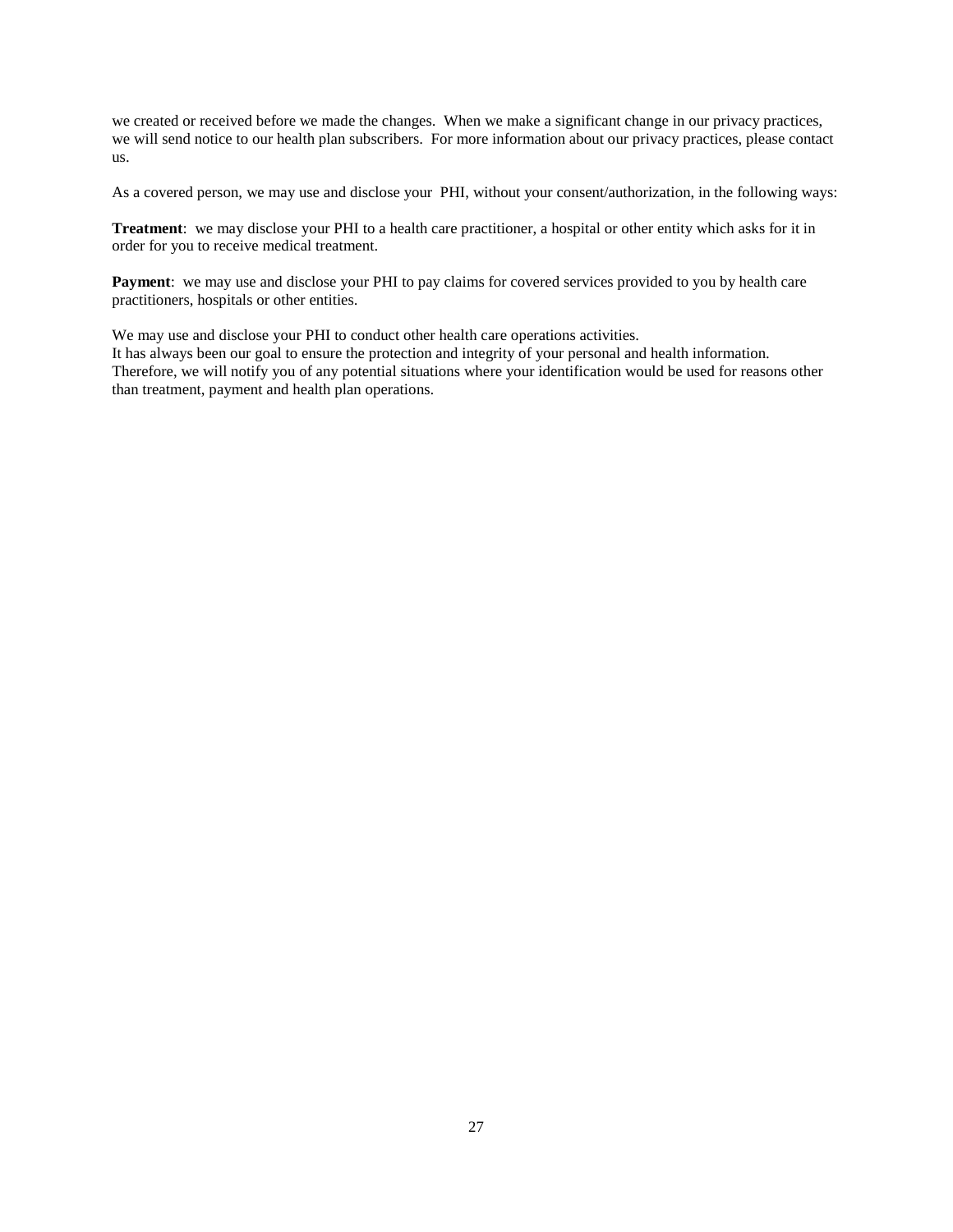we created or received before we made the changes. When we make a significant change in our privacy practices, we will send notice to our health plan subscribers. For more information about our privacy practices, please contact us.

As a covered person, we may use and disclose your PHI, without your consent/authorization, in the following ways:

**Treatment**: we may disclose your PHI to a health care practitioner, a hospital or other entity which asks for it in order for you to receive medical treatment.

**Payment**: we may use and disclose your PHI to pay claims for covered services provided to you by health care practitioners, hospitals or other entities.

We may use and disclose your PHI to conduct other health care operations activities.
It has always been our goal to ensure the protection and integrity of your personal and health information. Therefore, we will notify you of any potential situations where your identification would be used for reasons other than treatment, payment and health plan operations.